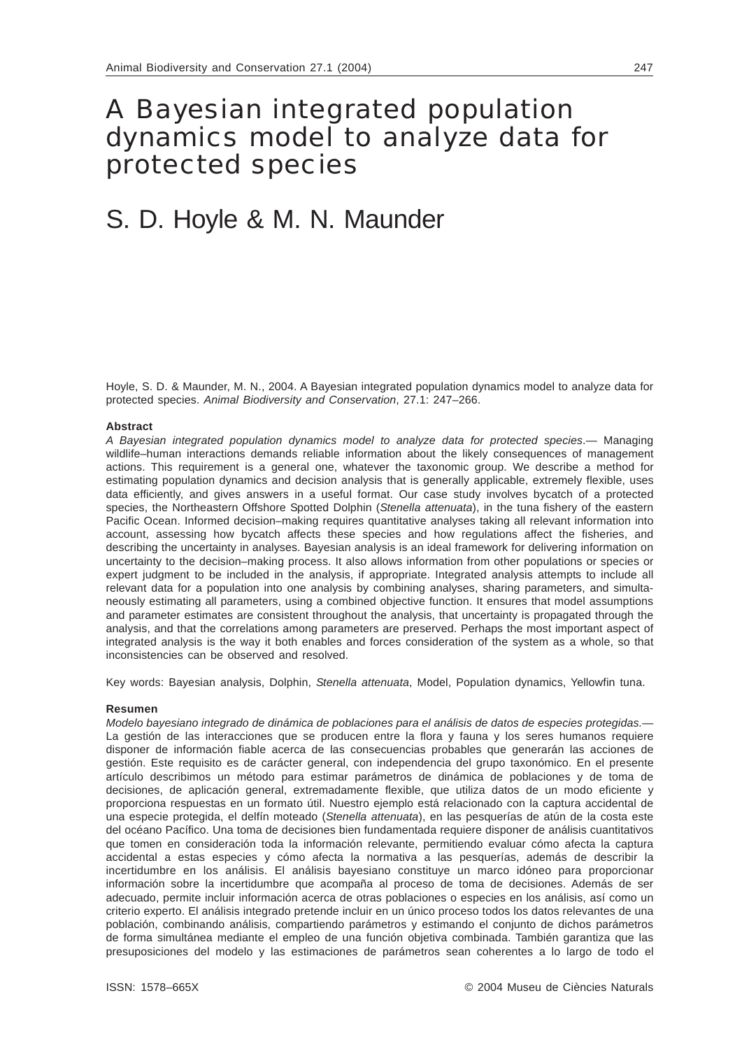# A Bayesian integrated population dynamics model to analyze data for protected species

## S. D. Hoyle & M. N. Maunder

Hoyle, S. D. & Maunder, M. N., 2004. A Bayesian integrated population dynamics model to analyze data for protected species. *Animal Biodiversity and Conservation*, 27.1: 247–266.

**Abstract**

*A Bayesian integrated population dynamics model to analyze data for protected species*.— Managing wildlife–human interactions demands reliable information about the likely consequences of management actions. This requirement is a general one, whatever the taxonomic group. We describe a method for estimating population dynamics and decision analysis that is generally applicable, extremely flexible, uses data efficiently, and gives answers in a useful format. Our case study involves bycatch of a protected species, the Northeastern Offshore Spotted Dolphin (*Stenella attenuata*), in the tuna fishery of the eastern Pacific Ocean. Informed decision–making requires quantitative analyses taking all relevant information into account, assessing how bycatch affects these species and how regulations affect the fisheries, and describing the uncertainty in analyses. Bayesian analysis is an ideal framework for delivering information on uncertainty to the decision–making process. It also allows information from other populations or species or expert judgment to be included in the analysis, if appropriate. Integrated analysis attempts to include all relevant data for a population into one analysis by combining analyses, sharing parameters, and simultaneously estimating all parameters, using a combined objective function. It ensures that model assumptions and parameter estimates are consistent throughout the analysis, that uncertainty is propagated through the analysis, and that the correlations among parameters are preserved. Perhaps the most important aspect of integrated analysis is the way it both enables and forces consideration of the system as a whole, so that inconsistencies can be observed and resolved.

Key words: Bayesian analysis, Dolphin, *Stenella attenuata*, Model, Population dynamics, Yellowfin tuna.

**Resumen**

*Modelo bayesiano integrado de dinámica de poblaciones para el análisis de datos de especies protegidas.*— La gestión de las interacciones que se producen entre la flora y fauna y los seres humanos requiere disponer de información fiable acerca de las consecuencias probables que generarán las acciones de gestión. Este requisito es de carácter general, con independencia del grupo taxonómico. En el presente artículo describimos un método para estimar parámetros de dinámica de poblaciones y de toma de decisiones, de aplicación general, extremadamente flexible, que utiliza datos de un modo eficiente y proporciona respuestas en un formato útil. Nuestro ejemplo está relacionado con la captura accidental de una especie protegida, el delfín moteado (*Stenella attenuata*), en las pesquerías de atún de la costa este del océano Pacífico. Una toma de decisiones bien fundamentada requiere disponer de análisis cuantitativos que tomen en consideración toda la información relevante, permitiendo evaluar cómo afecta la captura accidental a estas especies y cómo afecta la normativa a las pesquerías, además de describir la incertidumbre en los análisis. El análisis bayesiano constituye un marco idóneo para proporcionar información sobre la incertidumbre que acompaña al proceso de toma de decisiones. Además de ser adecuado, permite incluir información acerca de otras poblaciones o especies en los análisis, así como un criterio experto. El análisis integrado pretende incluir en un único proceso todos los datos relevantes de una población, combinando análisis, compartiendo parámetros y estimando el conjunto de dichos parámetros de forma simultánea mediante el empleo de una función objetiva combinada. También garantiza que las presuposiciones del modelo y las estimaciones de parámetros sean coherentes a lo largo de todo el

ISSN: 1578–665X © 2004 Museu de Ciències Naturals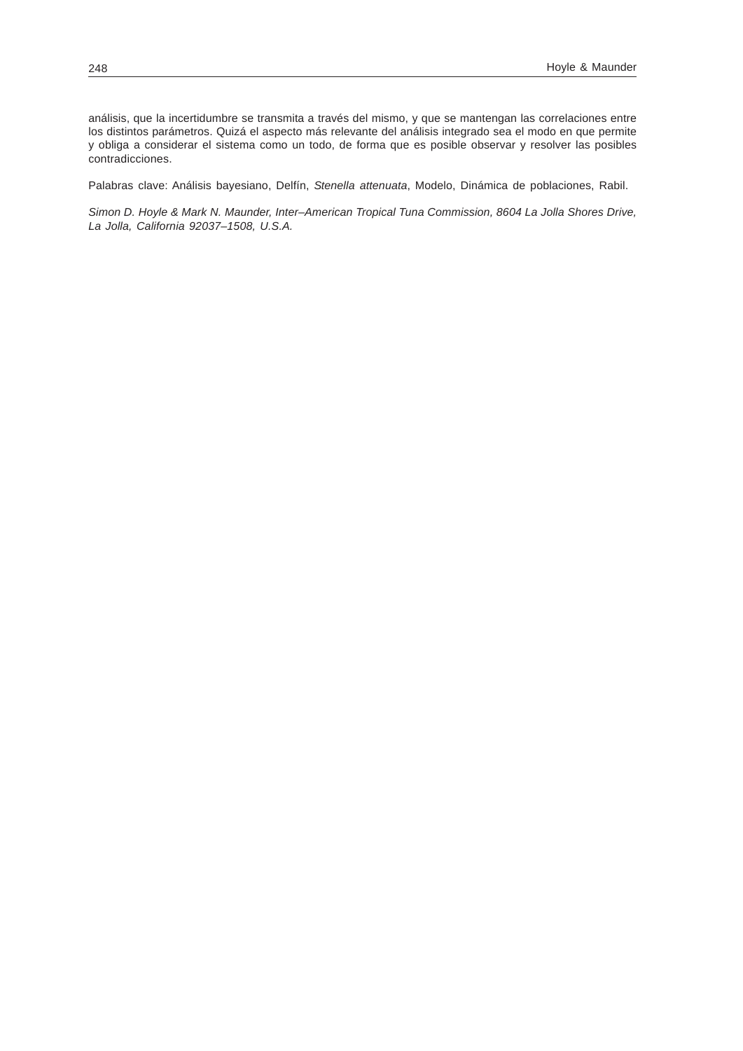análisis, que la incertidumbre se transmita a través del mismo, y que se mantengan las correlaciones entre los distintos parámetros. Quizá el aspecto más relevante del análisis integrado sea el modo en que permite y obliga a considerar el sistema como un todo, de forma que es posible observar y resolver las posibles contradicciones.

Palabras clave: Análisis bayesiano, Delfín, *Stenella attenuata*, Modelo, Dinámica de poblaciones, Rabil.

*Simon D. Hoyle & Mark N. Maunder, Inter–American Tropical Tuna Commission, 8604 La Jolla Shores Drive, La Jolla, California 92037–1508, U.S.A.*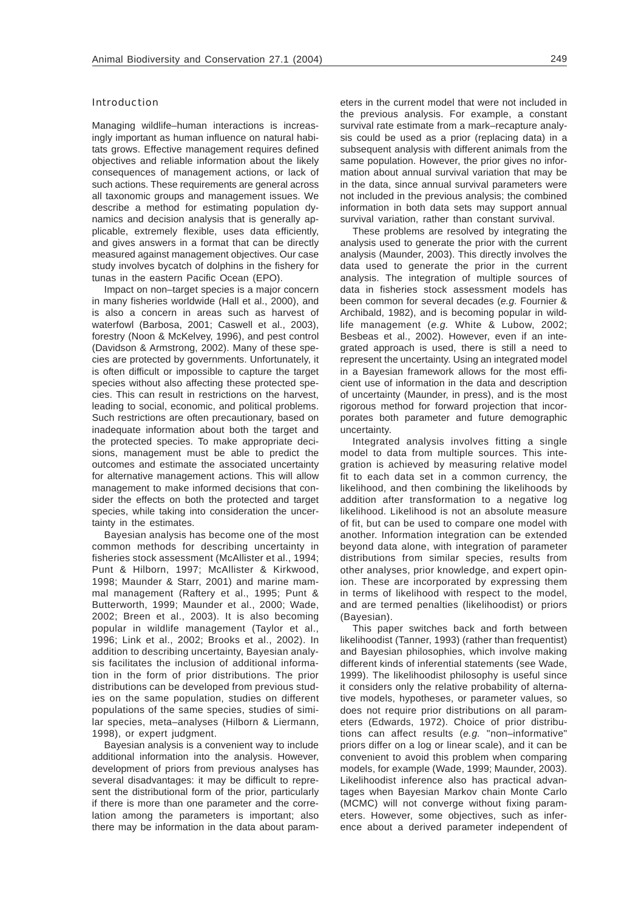## Introduction

Managing wildlife–human interactions is increasingly important as human influence on natural habitats grows. Effective management requires defined objectives and reliable information about the likely consequences of management actions, or lack of such actions. These requirements are general across all taxonomic groups and management issues. We describe a method for estimating population dynamics and decision analysis that is generally applicable, extremely flexible, uses data efficiently, and gives answers in a format that can be directly measured against management objectives. Our case study involves bycatch of dolphins in the fishery for tunas in the eastern Pacific Ocean (EPO).

Impact on non–target species is a major concern in many fisheries worldwide (Hall et al., 2000), and is also a concern in areas such as harvest of waterfowl (Barbosa, 2001; Caswell et al., 2003), forestry (Noon & McKelvey, 1996), and pest control (Davidson & Armstrong, 2002). Many of these species are protected by governments. Unfortunately, it is often difficult or impossible to capture the target species without also affecting these protected species. This can result in restrictions on the harvest, leading to social, economic, and political problems. Such restrictions are often precautionary, based on inadequate information about both the target and the protected species. To make appropriate decisions, management must be able to predict the outcomes and estimate the associated uncertainty for alternative management actions. This will allow management to make informed decisions that consider the effects on both the protected and target species, while taking into consideration the uncertainty in the estimates.

Bayesian analysis has become one of the most common methods for describing uncertainty in fisheries stock assessment (McAllister et al., 1994; Punt & Hilborn, 1997; McAllister & Kirkwood, 1998; Maunder & Starr, 2001) and marine mammal management (Raftery et al., 1995; Punt & Butterworth, 1999; Maunder et al., 2000; Wade, 2002; Breen et al., 2003). It is also becoming popular in wildlife management (Taylor et al., 1996; Link et al., 2002; Brooks et al., 2002). In addition to describing uncertainty, Bayesian analysis facilitates the inclusion of additional information in the form of prior distributions. The prior distributions can be developed from previous studies on the same population, studies on different populations of the same species, studies of similar species, meta–analyses (Hilborn & Liermann, 1998), or expert judgment.

Bayesian analysis is a convenient way to include additional information into the analysis. However, development of priors from previous analyses has several disadvantages: it may be difficult to represent the distributional form of the prior, particularly if there is more than one parameter and the correlation among the parameters is important; also there may be information in the data about parameters in the current model that were not included in the previous analysis. For example, a constant survival rate estimate from a mark–recapture analysis could be used as a prior (replacing data) in a subsequent analysis with different animals from the same population. However, the prior gives no information about annual survival variation that may be in the data, since annual survival parameters were not included in the previous analysis; the combined information in both data sets may support annual survival variation, rather than constant survival.

These problems are resolved by integrating the analysis used to generate the prior with the current analysis (Maunder, 2003). This directly involves the data used to generate the prior in the current analysis. The integration of multiple sources of data in fisheries stock assessment models has been common for several decades (*e.g.* Fournier & Archibald, 1982), and is becoming popular in wildlife management (*e.g.* White & Lubow, 2002; Besbeas et al., 2002). However, even if an integrated approach is used, there is still a need to represent the uncertainty. Using an integrated model in a Bayesian framework allows for the most efficient use of information in the data and description of uncertainty (Maunder, in press), and is the most rigorous method for forward projection that incorporates both parameter and future demographic uncertainty.

Integrated analysis involves fitting a single model to data from multiple sources. This integration is achieved by measuring relative model fit to each data set in a common currency, the likelihood, and then combining the likelihoods by addition after transformation to a negative log likelihood. Likelihood is not an absolute measure of fit, but can be used to compare one model with another. Information integration can be extended beyond data alone, with integration of parameter distributions from similar species, results from other analyses, prior knowledge, and expert opinion. These are incorporated by expressing them in terms of likelihood with respect to the model, and are termed penalties (likelihoodist) or priors (Bayesian).

This paper switches back and forth between likelihoodist (Tanner, 1993) (rather than frequentist) and Bayesian philosophies, which involve making different kinds of inferential statements (see Wade, 1999). The likelihoodist philosophy is useful since it considers only the relative probability of alternative models, hypotheses, or parameter values, so does not require prior distributions on all parameters (Edwards, 1972). Choice of prior distributions can affect results (*e.g.* "non–informative" priors differ on a log or linear scale), and it can be convenient to avoid this problem when comparing models, for example (Wade, 1999; Maunder, 2003). Likelihoodist inference also has practical advantages when Bayesian Markov chain Monte Carlo (MCMC) will not converge without fixing parameters. However, some objectives, such as inference about a derived parameter independent of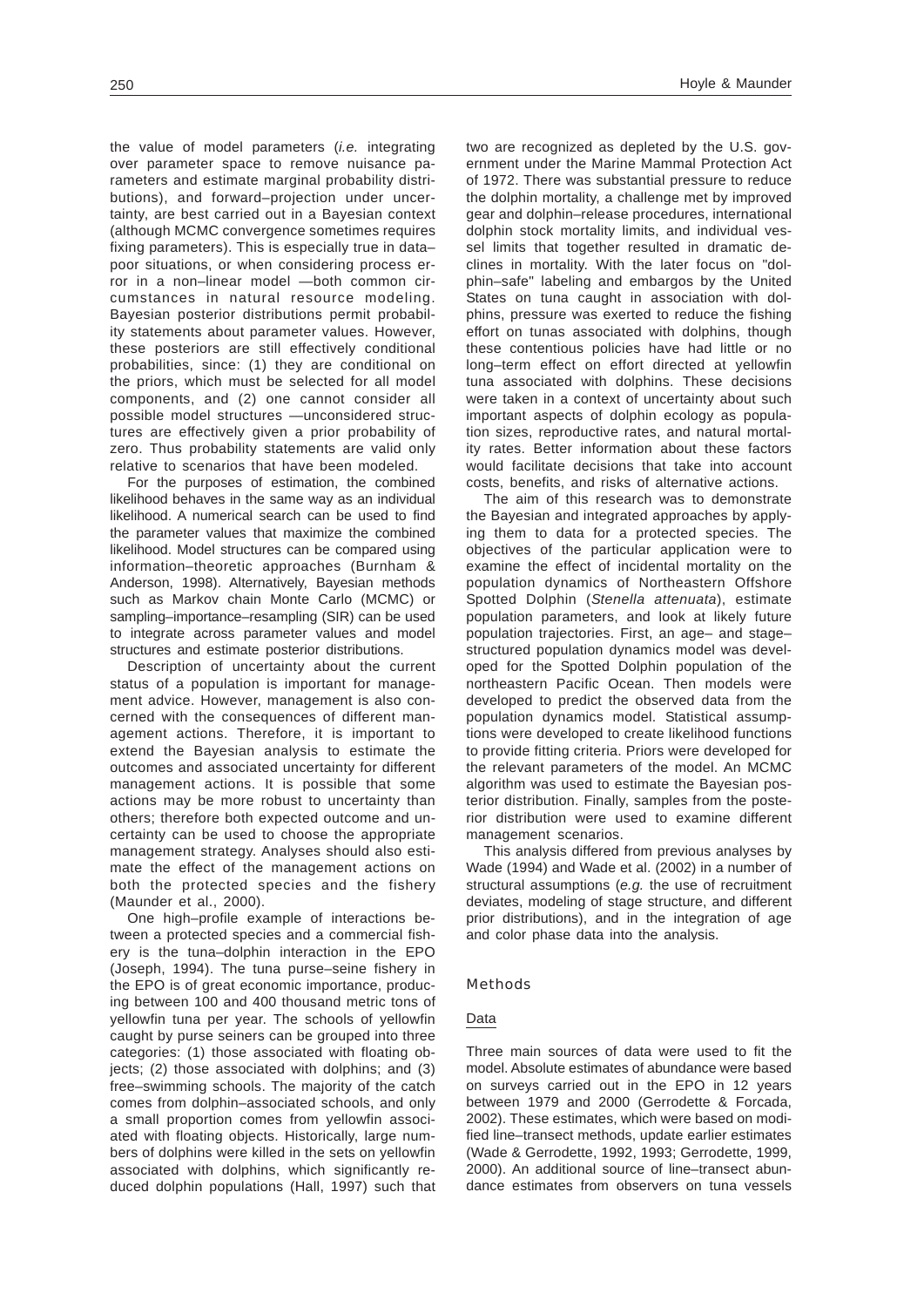the value of model parameters (*i.e.* integrating over parameter space to remove nuisance parameters and estimate marginal probability distributions), and forward–projection under uncertainty, are best carried out in a Bayesian context (although MCMC convergence sometimes requires fixing parameters). This is especially true in data–poor situations, or when considering process error in a non–linear model —both common circumstances in natural resource modeling. Bayesian posterior distributions permit probability statements about parameter values. However, these posteriors are still effectively conditional probabilities, since: (1) they are conditional on the priors, which must be selected for all model components, and (2) one cannot consider all possible model structures —unconsidered structures are effectively given a prior probability of zero. Thus probability statements are valid only relative to scenarios that have been modeled.

For the purposes of estimation, the combined likelihood behaves in the same way as an individual likelihood. A numerical search can be used to find the parameter values that maximize the combined likelihood. Model structures can be compared using information–theoretic approaches (Burnham & Anderson, 1998). Alternatively, Bayesian methods such as Markov chain Monte Carlo (MCMC) or sampling–importance–resampling (SIR) can be used to integrate across parameter values and model structures and estimate posterior distributions.

Description of uncertainty about the current status of a population is important for management advice. However, management is also concerned with the consequences of different management actions. Therefore, it is important to extend the Bayesian analysis to estimate the outcomes and associated uncertainty for different management actions. It is possible that some actions may be more robust to uncertainty than others; therefore both expected outcome and uncertainty can be used to choose the appropriate management strategy. Analyses should also estimate the effect of the management actions on both the protected species and the fishery (Maunder et al., 2000).

One high–profile example of interactions between a protected species and a commercial fishery is the tuna–dolphin interaction in the EPO (Joseph, 1994). The tuna purse–seine fishery in the EPO is of great economic importance, producing between 100 and 400 thousand metric tons of yellowfin tuna per year. The schools of yellowfin caught by purse seiners can be grouped into three categories: (1) those associated with floating objects; (2) those associated with dolphins; and (3) free–swimming schools. The majority of the catch comes from dolphin–associated schools, and only a small proportion comes from yellowfin associated with floating objects. Historically, large numbers of dolphins were killed in the sets on yellowfin associated with dolphins, which significantly reduced dolphin populations (Hall, 1997) such that two are recognized as depleted by the U.S. government under the Marine Mammal Protection Act of 1972. There was substantial pressure to reduce the dolphin mortality, a challenge met by improved gear and dolphin–release procedures, international dolphin stock mortality limits, and individual vessel limits that together resulted in dramatic declines in mortality. With the later focus on "dolphin–safe" labeling and embargos by the United States on tuna caught in association with dolphins, pressure was exerted to reduce the fishing effort on tunas associated with dolphins, though these contentious policies have had little or no long–term effect on effort directed at yellowfin tuna associated with dolphins. These decisions were taken in a context of uncertainty about such important aspects of dolphin ecology as population sizes, reproductive rates, and natural mortality rates. Better information about these factors would facilitate decisions that take into account costs, benefits, and risks of alternative actions.

The aim of this research was to demonstrate the Bayesian and integrated approaches by applying them to data for a protected species. The objectives of the particular application were to examine the effect of incidental mortality on the population dynamics of Northeastern Offshore Spotted Dolphin (*Stenella attenuata*), estimate population parameters, and look at likely future population trajectories. First, an age– and stage–structured population dynamics model was developed for the Spotted Dolphin population of the northeastern Pacific Ocean. Then models were developed to predict the observed data from the population dynamics model. Statistical assumptions were developed to create likelihood functions to provide fitting criteria. Priors were developed for the relevant parameters of the model. An MCMC algorithm was used to estimate the Bayesian posterior distribution. Finally, samples from the posterior distribution were used to examine different management scenarios.

This analysis differed from previous analyses by Wade (1994) and Wade et al. (2002) in a number of structural assumptions (*e.g.* the use of recruitment deviates, modeling of stage structure, and different prior distributions), and in the integration of age and color phase data into the analysis.

## Methods

### Data

Three main sources of data were used to fit the model. Absolute estimates of abundance were based on surveys carried out in the EPO in 12 years between 1979 and 2000 (Gerrodette & Forcada, 2002). These estimates, which were based on modified line–transect methods, update earlier estimates (Wade & Gerrodette, 1992, 1993; Gerrodette, 1999, 2000). An additional source of line–transect abundance estimates from observers on tuna vessels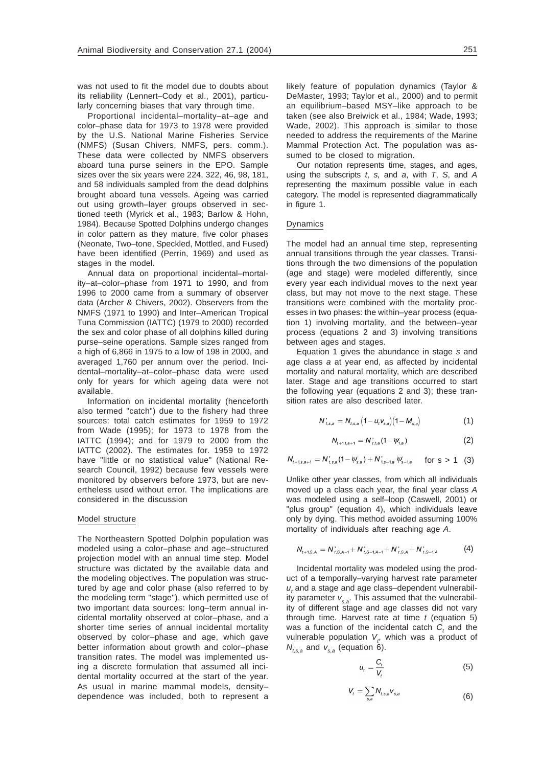was not used to fit the model due to doubts about its reliability (Lennert–Cody et al., 2001), particularly concerning biases that vary through time.

Proportional incidental–mortality–at–age and color–phase data for 1973 to 1978 were provided by the U.S. National Marine Fisheries Service (NMFS) (Susan Chivers, NMFS, pers. comm.). These data were collected by NMFS observers aboard tuna purse seiners in the EPO. Sample sizes over the six years were 224, 322, 46, 98, 181, and 58 individuals sampled from the dead dolphins brought aboard tuna vessels. Ageing was carried out using growth–layer groups observed in sectioned teeth (Myrick et al., 1983; Barlow & Hohn, 1984). Because Spotted Dolphins undergo changes in color pattern as they mature, five color phases (Neonate, Two–tone, Speckled, Mottled, and Fused) have been identified (Perrin, 1969) and used as stages in the model.

Annual data on proportional incidental–mortality–at–color–phase from 1971 to 1990, and from 1996 to 2000 came from a summary of observer data (Archer & Chivers, 2002). Observers from the NMFS (1971 to 1990) and Inter–American Tropical Tuna Commission (IATTC) (1979 to 2000) recorded the sex and color phase of all dolphins killed during purse–seine operations. Sample sizes ranged from a high of 6,866 in 1975 to a low of 198 in 2000, and averaged 1,760 per annum over the period. Incidental–mortality–at–color–phase data were used only for years for which ageing data were not available.

Information on incidental mortality (henceforth also termed "catch") due to the fishery had three sources: total catch estimates for 1959 to 1972 from Wade (1995); for 1973 to 1978 from the IATTC (1994); and for 1979 to 2000 from the IATTC (2002). The estimates for. 1959 to 1972 have "little or no statistical value" (National Research Council, 1992) because few vessels were monitored by observers before 1973, but are nevertheless used without error. The implications are considered in the discussion

## Model structure

The Northeastern Spotted Dolphin population was modeled using a color–phase and age–structured projection model with an annual time step. Model structure was dictated by the available data and the modeling objectives. The population was structured by age and color phase (also referred to by the modeling term "stage"), which permitted use of two important data sources: long–term annual incidental mortality observed at color–phase, and a shorter time series of annual incidental mortality observed by color–phase and age, which gave better information about growth and color–phase transition rates. The model was implemented using a discrete formulation that assumed all incidental mortality occurred at the start of the year. As usual in marine mammal models, density–dependence was included, both to represent a likely feature of population dynamics (Taylor & DeMaster, 1993; Taylor et al., 2000) and to permit an equilibrium–based MSY–like approach to be taken (see also Breiwick et al., 1984; Wade, 1993; Wade, 2002). This approach is similar to those needed to address the requirements of the Marine Mammal Protection Act. The population was assumed to be closed to migration.

Our notation represents time, stages, and ages, using the subscripts $t$, $s$, and $a$, with $T$, $S$, and $A$ representing the maximum possible value in each category. The model is represented diagrammatically in figure 1.

## Dynamics

The model had an annual time step, representing annual transitions through the year classes. Transitions through the two dimensions of the population (age and stage) were modeled differently, since every year each individual moves to the next year class, but may not move to the next stage. These transitions were combined with the mortality processes in two phases: the within–year process (equation 1) involving mortality, and the between–year process (equations 2 and 3) involving transitions between ages and stages.

Equation 1 gives the abundance in stage $s$ and age class $a$ at year end, as affected by incidental mortality and natural mortality, which are described later. Stage and age transitions occurred to start the following year (equations 2 and 3); these transition rates are also described later.

$$N'_{t,s,a} = N_{t,s,a}\left(1 - u_t v_{s,a}\right)\left(1 - M_{s,a}\right) \quad (1)$$

$$N_{t+1,1,a+1} = N'_{t,1,a}(1 - \psi_{1,a}) \quad (2)$$

$$N_{t+1,s,a+1} = N'_{t,s,a}(1 - \psi_{s,a}) + N'_{1,s-1,a}\,\psi_{s-1,a} \quad \text{for } s > 1 \quad (3)$$

Unlike other year classes, from which all individuals moved up a class each year, the final year class $A$ was modeled using a self–loop (Caswell, 2001) or "plus group" (equation 4), which individuals leave only by dying. This method avoided assuming 100% mortality of individuals after reaching age $A$.

$$N_{t+1,S,A} = N'_{t,S,A-1} + N'_{t,S-1,A-1} + N'_{t,S,A} + N'_{t,S-1,A} \quad (4)$$

Incidental mortality was modeled using the product of a temporally–varying harvest rate parameter $u_t$ and a stage and age class–dependent vulnerability parameter $v_{s,a}$. This assumed that the vulnerability of different stage and age classes did not vary through time. Harvest rate at time $t$ (equation 5) was a function of the incidental catch $C_t$ and the vulnerable population $V_t$, which was a product of $N_{t,s,a}$ and $v_{s,a}$ (equation 6).

$$u_t = \frac{C_t}{V_t} \quad (5)$$

$$V_t = \sum_{s,a} N_{t,s,a} v_{s,a} \quad (6)$$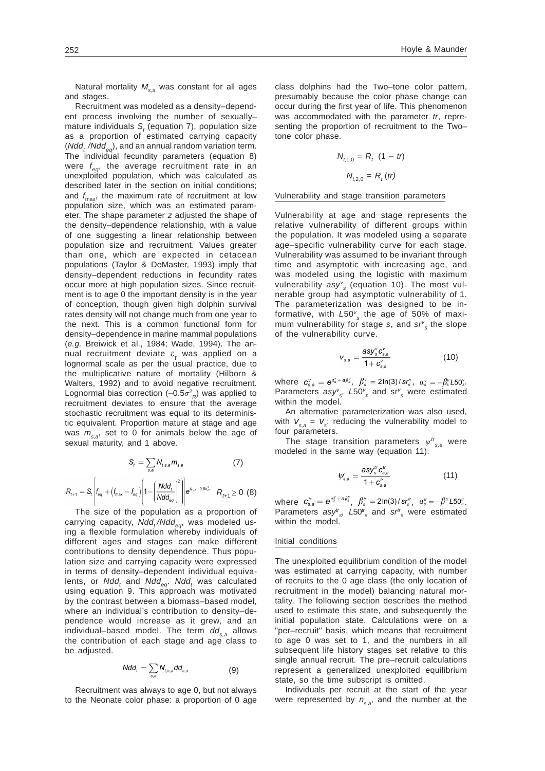Natural mortality $M_{s,a}$ was constant for all ages and stages.

Recruitment was modeled as a density–dependent process involving the number of sexually–mature individuals $S_t$ (equation 7), population size as a proportion of estimated carrying capacity ($Ndd_t / Ndd_{eq}$), and an annual random variation term. The individual fecundity parameters (equation 8) were $f_{eq}$, the average recruitment rate in an unexploited population, which was calculated as described later in the section on initial conditions; and $f_{max}$, the maximum rate of recruitment at low population size, which was an estimated parameter. The shape parameter $z$ adjusted the shape of the density–dependence relationship, with a value of one suggesting a linear relationship between population size and recruitment. Values greater than one, which are expected in cetacean populations (Taylor & DeMaster, 1993) imply that density–dependent reductions in fecundity rates occur more at high population sizes. Since recruitment is to age 0 the important density is in the year of conception, though given high dolphin survival rates density will not change much from one year to the next. This is a common functional form for density–dependence in marine mammal populations (*e.g.* Breiwick et al., 1984; Wade, 1994). The annual recruitment deviate $\varepsilon_t$ was applied on a lognormal scale as per the usual practice, due to the multiplicative nature of mortality (Hilborn & Walters, 1992) and to avoid negative recruitment. Lognormal bias correction ($-0.5\sigma^2_R$) was applied to recruitment deviates to ensure that the average stochastic recruitment was equal to its deterministic equivalent. Proportion mature at stage and age was $m_{s,a}$, set to 0 for animals below the age of sexual maturity, and 1 above.

$$S_t = \sum_{s,a} N_{t,s,a} m_{s,a} \qquad (7)$$

$$R_{t+1} = S_t \left[ f_{eq} + \left(f_{max} - f_{eq}\right)\left(1 - \left(\frac{Ndd_t}{Ndd_{eq}}\right)^z\right)\right] e^{\varepsilon_{t+1} - 0.5\sigma_R^2} \quad R_{t+1} \geq 0 \qquad (8)$$

The size of the population as a proportion of carrying capacity, $Ndd_t / Ndd_{eq}$, was modeled using a flexible formulation whereby individuals of different ages and stages can make different contributions to density dependence. Thus population size and carrying capacity were expressed in terms of density–dependent individual equivalents, or $Ndd_t$ and $Ndd_{eq}$. $Ndd_t$ was calculated using equation 9. This approach was motivated by the contrast between a biomass–based model, where an individual's contribution to density–dependence would increase as it grew, and an individual–based model. The term $dd_{s,a}$ allows the contribution of each stage and age class to be adjusted.

$$Ndd_t = \sum_{s,a} N_{t,s,a} dd_{s,a} \qquad (9)$$

Recruitment was always to age 0, but not always to the Neonate color phase: a proportion of 0 age class dolphins had the Two–tone color pattern, presumably because the color phase change can occur during the first year of life. This phenomenon was accommodated with the parameter $tr$, representing the proportion of recruitment to the Two–tone color phase.

$$N_{t,1,0} = R_t \ (1 - tr)$$

$$N_{t,2,0} = R_t \, (tr)$$

## Vulnerability and stage transition parameters

Vulnerability at age and stage represents the relative vulnerability of different groups within the population. It was modeled using a separate age–specific vulnerability curve for each stage. Vulnerability was assumed to be invariant through time and asymptotic with increasing age, and was modeled using the logistic with maximum vulnerability $asy^v_s$ (equation 10). The most vulnerable group had asymptotic vulnerability of 1. The parameterization was designed to be informative, with $L50^v_s$ the age of 50% of maximum vulnerability for stage $s$, and $sr^v_s$ the slope of the vulnerability curve.

$$v_{s,a} = \frac{asy^v_s c^v_{s,a}}{1 + c^v_{s,a}} \qquad (10)$$

where $c^v_{s,a} = e^{\alpha^v_s + a\beta^v_s}$, $\beta^v_s = 2\ln(3)/sr^v_s$, $\alpha^v_s = -\beta^v_s L50^v_s$. Parameters $asy^v_s$, $L50^v_s$ and $sr^v_s$ were estimated within the model.

An alternative parameterization was also used, with $v_{s,a} = v_s$: reducing the vulnerability model to four parameters.

The stage transition parameters $\psi^{tr}_{s,a}$ were modeled in the same way (equation 11).

$$\psi_{s,a} = \frac{asy^{tr}_s c^{tr}_{s,a}}{1 + c^{tr}_{s,a}} \qquad (11)$$

where $c^{tr}_{s,a} = e^{\alpha^{tr}_s + a\beta^{tr}_s}$, $\beta^{tr}_s = 2\ln(3)/sr^{tr}_s$, $\alpha^{tr}_s = -\beta^{tr} L50^{tr}_s$. Parameters $asy^{tr}_s$, $L50^{tr}_s$ and $sr^{tr}_s$ were estimated within the model.

## Initial conditions

The unexploited equilibrium condition of the model was estimated at carrying capacity, with number of recruits to the 0 age class (the only location of recruitment in the model) balancing natural mortality. The following section describes the method used to estimate this state, and subsequently the initial population state. Calculations were on a "per–recruit" basis, which means that recruitment to age 0 was set to 1, and the numbers in all subsequent life history stages set relative to this single annual recruit. The pre–recruit calculations represent a generalized unexploited equilibrium state, so the time subscript is omitted.

Individuals per recruit at the start of the year were represented by $n_{s,a}$, and the number at the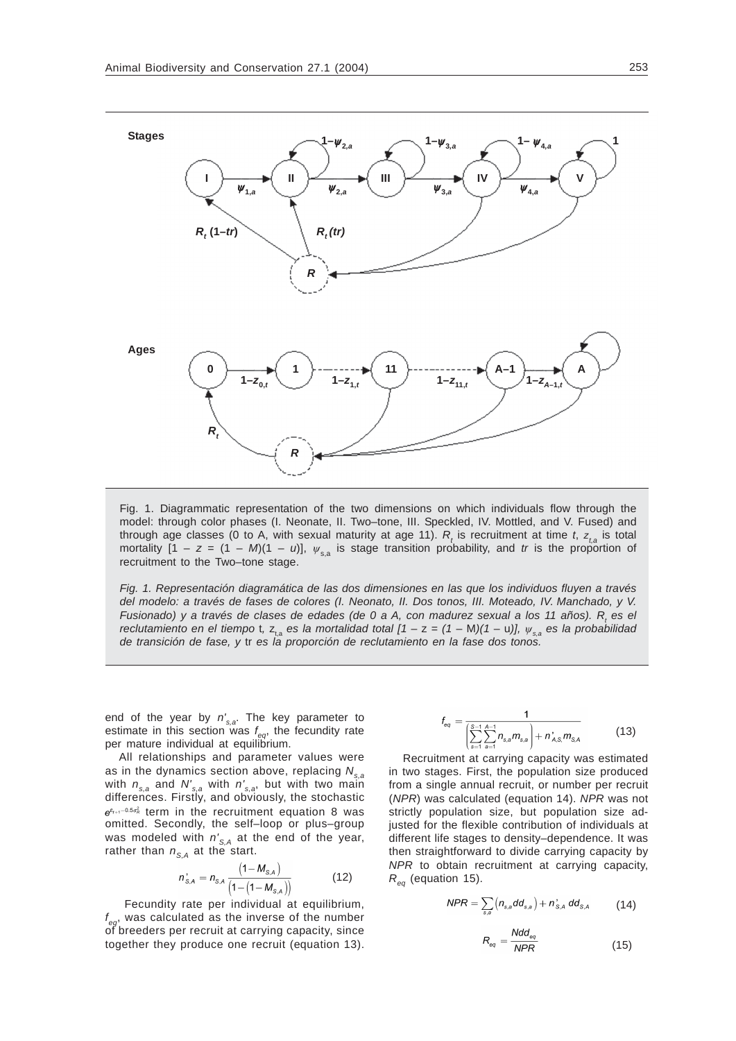Fig. 1. Diagrammatic representation of the two dimensions on which individuals flow through the model: through color phases (I. Neonate, II. Two–tone, III. Speckled, IV. Mottled, and V. Fused) and through age classes (0 to A, with sexual maturity at age 11). $R_t$ is recruitment at time $t$, $z_{t,a}$ is total mortality $[1 - z = (1 - M)(1 - u)]$, $\psi_{s,a}$ is stage transition probability, and $tr$ is the proportion of recruitment to the Two–tone stage.

*Fig. 1. Representación diagramática de las dos dimensiones en las que los individuos fluyen a través del modelo: a través de fases de colores (I. Neonato, II. Dos tonos, III. Moteado, IV. Manchado, y V. Fusionado) y a través de clases de edades (de 0 a A, con madurez sexual a los 11 años). $R_t$ es el reclutamiento en el tiempo t, $z_{t,a}$ es la mortalidad total $[1 - z = (1 - M)(1 - u)]$, $\psi_{s,a}$ es la probabilidad de transición de fase, y tr es la proporción de reclutamiento en la fase dos tonos.*

end of the year by $n'_{s,a}$. The key parameter to estimate in this section was $f_{eq}$, the fecundity rate per mature individual at equilibrium.

All relationships and parameter values were as in the dynamics section above, replacing $N_{s,a}$ with $n_{s,a}$ and $N'_{s,a}$ with $n'_{s,a}$, but with two main differences. Firstly, and obviously, the stochastic $e^{\varepsilon_{t+1}-0.5\sigma_R^2}$ term in the recruitment equation 8 was omitted. Secondly, the self–loop or plus–group was modeled with $n'_{S,A}$ at the end of the year, rather than $n_{S,A}$ at the start.

$$n'_{S,A} = n_{S,A}\frac{\left(1-M_{S,A}\right)}{\left(1-\left(1-M_{S,A}\right)\right)} \qquad (12)$$

Fecundity rate per individual at equilibrium, $f_{eq}$, was calculated as the inverse of the number of breeders per recruit at carrying capacity, since together they produce one recruit (equation 13).

$$f_{eq} = \frac{1}{\left(\sum_{s=1}^{S-1}\sum_{a=1}^{A-1} n_{s,a}m_{s,a}\right) + n'_{A,S}m_{S,A}} \qquad (13)$$

Recruitment at carrying capacity was estimated in two stages. First, the population size produced from a single annual recruit, or number per recruit ($NPR$) was calculated (equation 14). $NPR$ was not strictly population size, but population size adjusted for the flexible contribution of individuals at different life stages to density–dependence. It was then straightforward to divide carrying capacity by $NPR$ to obtain recruitment at carrying capacity, $R_{eq}$ (equation 15).

$$NPR = \sum_{s,a}\left(n_{s,a}dd_{s,a}\right) + n'_{S,A}\,dd_{S,A} \qquad (14)$$

$$R_{eq} = \frac{Ndd_{eq}}{NPR} \qquad (15)$$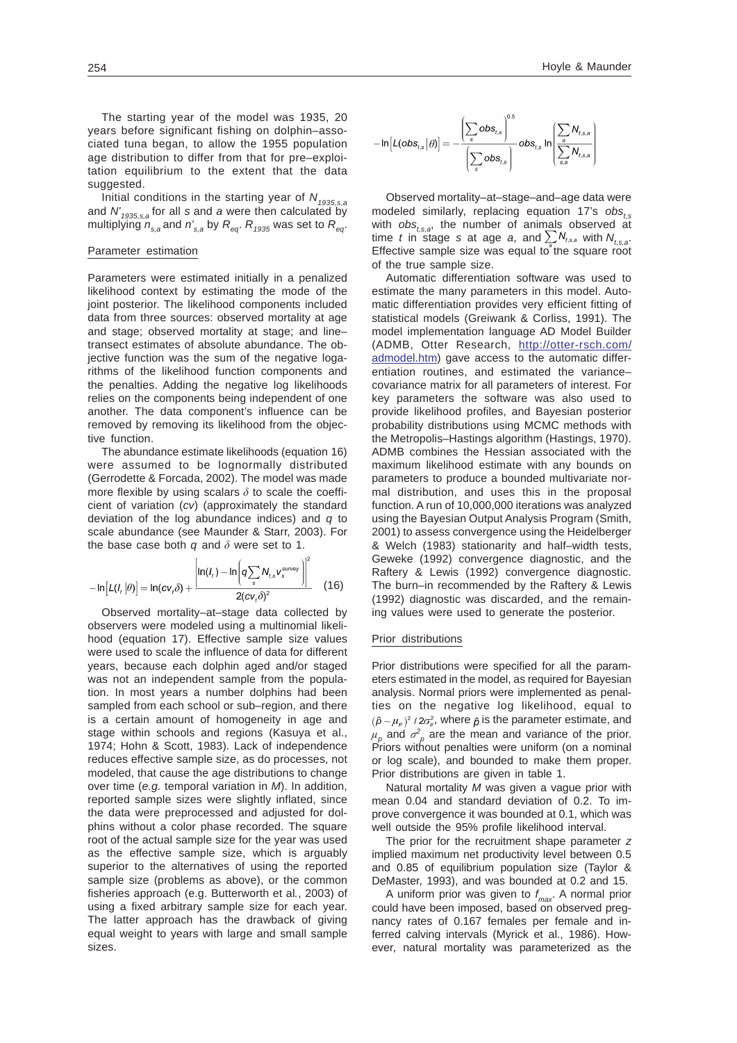The starting year of the model was 1935, 20 years before significant fishing on dolphin–associated tuna began, to allow the 1955 population age distribution to differ from that for pre–exploitation equilibrium to the extent that the data suggested.

Initial conditions in the starting year of $N_{1935,s,a}$ and $N'_{1935,s,a}$ for all $s$ and $a$ were then calculated by multiplying $n_{s,a}$ and $n'_{s,a}$ by $R_{eq}$. $R_{1935}$ was set to $R_{eq}$.

## Parameter estimation

Parameters were estimated initially in a penalized likelihood context by estimating the mode of the joint posterior. The likelihood components included data from three sources: observed mortality at age and stage; observed mortality at stage; and line–transect estimates of absolute abundance. The objective function was the sum of the negative logarithms of the likelihood function components and the penalties. Adding the negative log likelihoods relies on the components being independent of one another. The data component's influence can be removed by removing its likelihood from the objective function.

The abundance estimate likelihoods (equation 16) were assumed to be lognormally distributed (Gerrodette & Forcada, 2002). The model was made more flexible by using scalars $\delta$ to scale the coefficient of variation ($cv$) (approximately the standard deviation of the log abundance indices) and $q$ to scale abundance (see Maunder & Starr, 2003). For the base case both $q$ and $\delta$ were set to 1.

$$-\ln\left[L(I_t|\theta)\right] = \ln(cv_t\delta) + \frac{\left[\ln(I_t) - \ln\left(q\sum_s N_{t,s}v_s^{survey}\right)\right]^2}{2(cv_t\delta)^2} \quad (16)$$

Observed mortality–at–stage data collected by observers were modeled using a multinomial likelihood (equation 17). Effective sample size values were used to scale the influence of data for different years, because each dolphin aged and/or staged was not an independent sample from the population. In most years a number dolphins had been sampled from each school or sub–region, and there is a certain amount of homogeneity in age and stage within schools and regions (Kasuya et al., 1974; Hohn & Scott, 1983). Lack of independence reduces effective sample size, as do processes, not modeled, that cause the age distributions to change over time (*e.g.* temporal variation in $M$). In addition, reported sample sizes were slightly inflated, since the data were preprocessed and adjusted for dolphins without a color phase recorded. The square root of the actual sample size for the year was used as the effective sample size, which is arguably superior to the alternatives of using the reported sample size (problems as above), or the common fisheries approach (e.g. Butterworth et al., 2003) of using a fixed arbitrary sample size for each year. The latter approach has the drawback of giving equal weight to years with large and small sample sizes.

$$-\ln\left[L(obs_{t,s}|\theta)\right] = -\frac{\left(\sum_s obs_{t,s}\right)^{0.5}}{\left(\sum_s obs_{t,s}\right)} obs_{t,s} \ln\left(\frac{\sum_a N_{t,s,a}}{\sum_{s,a} N_{t,s,a}}\right)$$

Observed mortality–at–stage–and–age data were modeled similarly, replacing equation 17's $obs_{t,s}$ with $obs_{t,s,a}$, the number of animals observed at time $t$ in stage $s$ at age $a$, and $\sum_a N_{t,s,a}$ with $N_{t,s,a}$. Effective sample size was equal to the square root of the true sample size.

Automatic differentiation software was used to estimate the many parameters in this model. Automatic differentiation provides very efficient fitting of statistical models (Greiwank & Corliss, 1991). The model implementation language AD Model Builder (ADMB, Otter Research, http://otter-rsch.com/admodel.htm) gave access to the automatic differentiation routines, and estimated the variance–covariance matrix for all parameters of interest. For key parameters the software was also used to provide likelihood profiles, and Bayesian posterior probability distributions using MCMC methods with the Metropolis–Hastings algorithm (Hastings, 1970). ADMB combines the Hessian associated with the maximum likelihood estimate with any bounds on parameters to produce a bounded multivariate normal distribution, and uses this in the proposal function. A run of 10,000,000 iterations was analyzed using the Bayesian Output Analysis Program (Smith, 2001) to assess convergence using the Heidelberger & Welch (1983) stationarity and half–width tests, Geweke (1992) convergence diagnostic, and the Raftery & Lewis (1992) convergence diagnostic. The burn–in recommended by the Raftery & Lewis (1992) diagnostic was discarded, and the remaining values were used to generate the posterior.

## Prior distributions

Prior distributions were specified for all the parameters estimated in the model, as required for Bayesian analysis. Normal priors were implemented as penalties on the negative log likelihood, equal to $(\hat{p}-\mu_p)^2/2\sigma_p^2$, where $\hat{p}$ is the parameter estimate, and $\mu_p$ and $\sigma_p^2$ are the mean and variance of the prior. Priors without penalties were uniform (on a nominal or log scale), and bounded to make them proper. Prior distributions are given in table 1.

Natural mortality $M$ was given a vague prior with mean 0.04 and standard deviation of 0.2. To improve convergence it was bounded at 0.1, which was well outside the 95% profile likelihood interval.

The prior for the recruitment shape parameter $z$ implied maximum net productivity level between 0.5 and 0.85 of equilibrium population size (Taylor & DeMaster, 1993), and was bounded at 0.2 and 15.

A uniform prior was given to $f_{max}$. A normal prior could have been imposed, based on observed pregnancy rates of 0.167 females per female and inferred calving intervals (Myrick et al., 1986). However, natural mortality was parameterized as the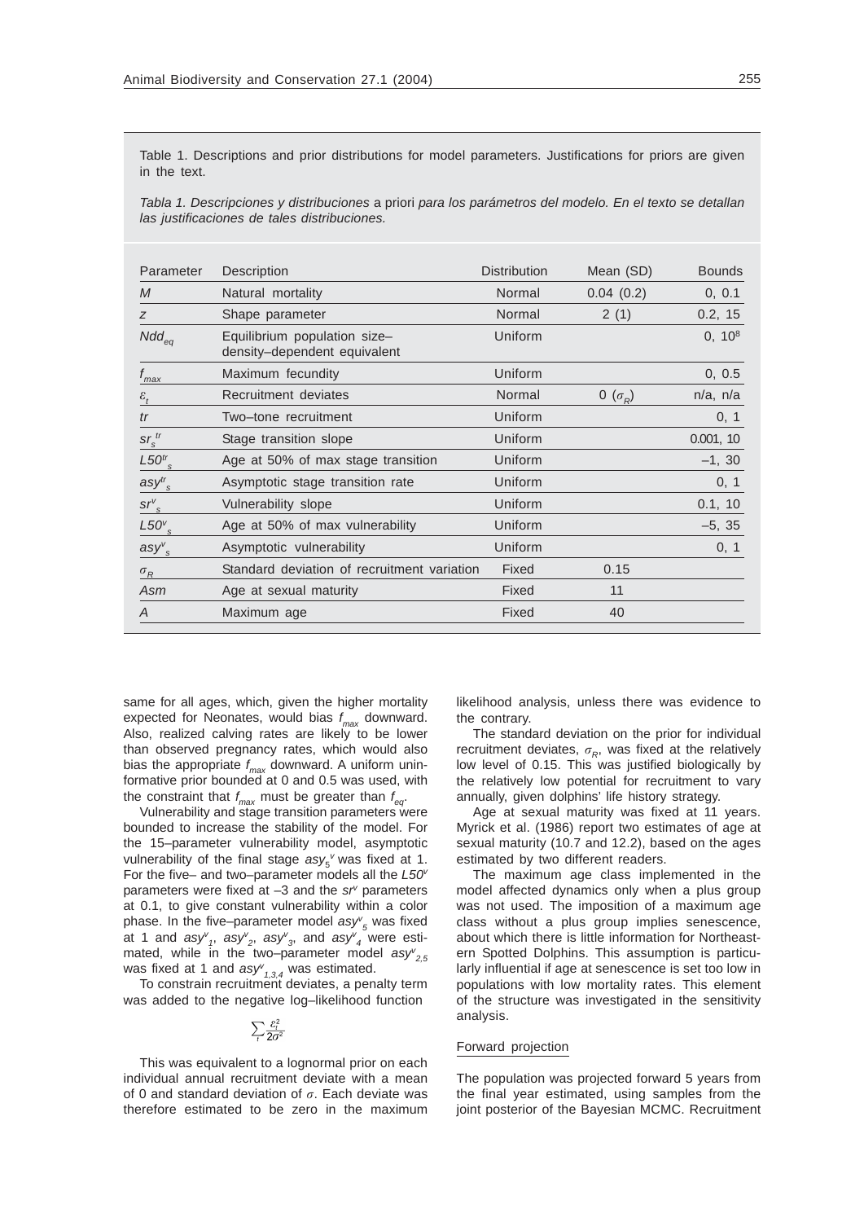Table 1. Descriptions and prior distributions for model parameters. Justifications for priors are given in the text.

*Tabla 1. Descripciones y distribuciones* a priori *para los parámetros del modelo. En el texto se detallan las justificaciones de tales distribuciones.*

| Parameter | Description | Distribution | Mean (SD) | Bounds |
|---|---|---|---|---|
| $M$ | Natural mortality | Normal | 0.04 (0.2) | 0, 0.1 |
| $z$ | Shape parameter | Normal | 2 (1) | 0.2, 15 |
| $Ndd_{eq}$ | Equilibrium population size–density–dependent equivalent | Uniform | | 0, $10^8$ |
| $f_{max}$ | Maximum fecundity | Uniform | | 0, 0.5 |
| $\varepsilon_t$ | Recruitment deviates | Normal | 0 ($\sigma_R$) | n/a, n/a |
| $tr$ | Two–tone recruitment | Uniform | | 0, 1 |
| $sr_s^{tr}$ | Stage transition slope | Uniform | | 0.001, 10 |
| $L50^{tr}_s$ | Age at 50% of max stage transition | Uniform | | –1, 30 |
| $asy^{tr}_s$ | Asymptotic stage transition rate | Uniform | | 0, 1 |
| $sr^v_s$ | Vulnerability slope | Uniform | | 0.1, 10 |
| $L50^v_s$ | Age at 50% of max vulnerability | Uniform | | –5, 35 |
| $asy^v_s$ | Asymptotic vulnerability | Uniform | | 0, 1 |
| $\sigma_R$ | Standard deviation of recruitment variation | Fixed | 0.15 | |
| $Asm$ | Age at sexual maturity | Fixed | 11 | |
| $A$ | Maximum age | Fixed | 40 | |

same for all ages, which, given the higher mortality expected for Neonates, would bias $f_{max}$ downward. Also, realized calving rates are likely to be lower than observed pregnancy rates, which would also bias the appropriate $f_{max}$ downward. A uniform uninformative prior bounded at 0 and 0.5 was used, with the constraint that $f_{max}$ must be greater than $f_{eq}$.

Vulnerability and stage transition parameters were bounded to increase the stability of the model. For the 15–parameter vulnerability model, asymptotic vulnerability of the final stage $asy_5^v$ was fixed at 1. For the five– and two–parameter models all the $L50^v$ parameters were fixed at –3 and the $sr^v$ parameters at 0.1, to give constant vulnerability within a color phase. In the five–parameter model $asy^v_5$ was fixed at 1 and $asy^v_1$, $asy^v_2$, $asy^v_3$, and $asy^v_4$ were estimated, while in the two–parameter model $asy^v_{2,5}$ was fixed at 1 and $asy^v_{1,3,4}$ was estimated.

To constrain recruitment deviates, a penalty term was added to the negative log–likelihood function

$$\sum_t \frac{\varepsilon_t^2}{2\sigma^2}$$

This was equivalent to a lognormal prior on each individual annual recruitment deviate with a mean of 0 and standard deviation of $\sigma$. Each deviate was therefore estimated to be zero in the maximum likelihood analysis, unless there was evidence to the contrary.

The standard deviation on the prior for individual recruitment deviates, $\sigma_R$, was fixed at the relatively low level of 0.15. This was justified biologically by the relatively low potential for recruitment to vary annually, given dolphins' life history strategy.

Age at sexual maturity was fixed at 11 years. Myrick et al. (1986) report two estimates of age at sexual maturity (10.7 and 12.2), based on the ages estimated by two different readers.

The maximum age class implemented in the model affected dynamics only when a plus group was not used. The imposition of a maximum age class without a plus group implies senescence, about which there is little information for Northeastern Spotted Dolphins. This assumption is particularly influential if age at senescence is set too low in populations with low mortality rates. This element of the structure was investigated in the sensitivity analysis.

### Forward projection

The population was projected forward 5 years from the final year estimated, using samples from the joint posterior of the Bayesian MCMC. Recruitment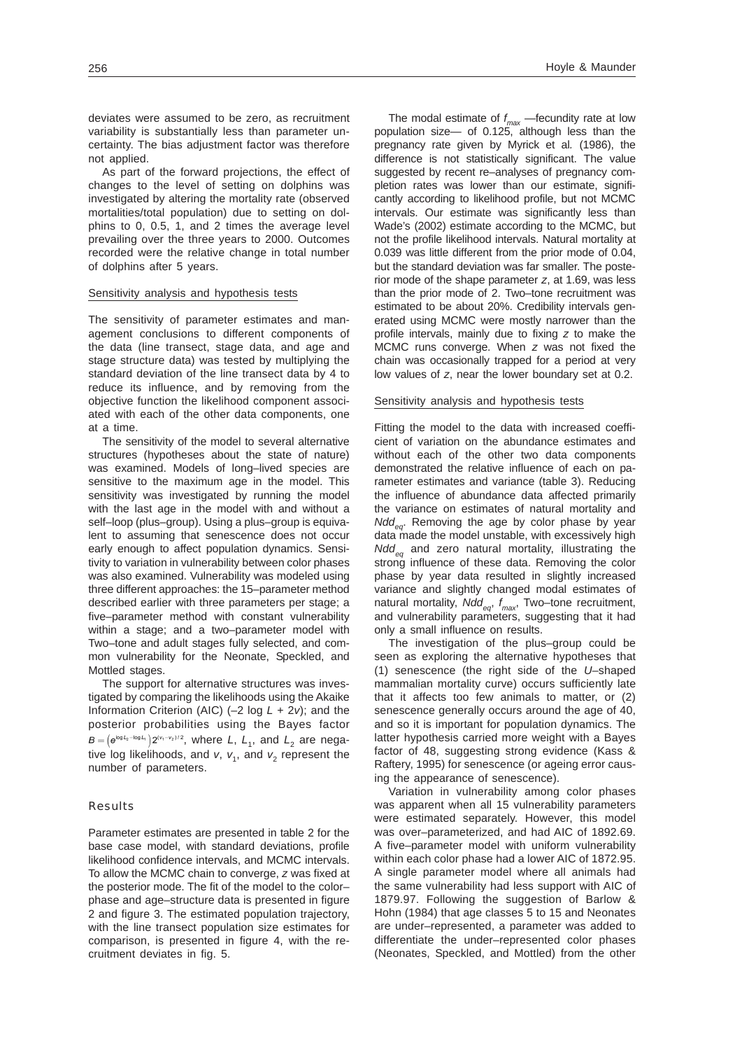deviates were assumed to be zero, as recruitment variability is substantially less than parameter uncertainty. The bias adjustment factor was therefore not applied.

As part of the forward projections, the effect of changes to the level of setting on dolphins was investigated by altering the mortality rate (observed mortalities/total population) due to setting on dolphins to 0, 0.5, 1, and 2 times the average level prevailing over the three years to 2000. Outcomes recorded were the relative change in total number of dolphins after 5 years.

### Sensitivity analysis and hypothesis tests

The sensitivity of parameter estimates and management conclusions to different components of the data (line transect, stage data, and age and stage structure data) was tested by multiplying the standard deviation of the line transect data by 4 to reduce its influence, and by removing from the objective function the likelihood component associated with each of the other data components, one at a time.

The sensitivity of the model to several alternative structures (hypotheses about the state of nature) was examined. Models of long–lived species are sensitive to the maximum age in the model. This sensitivity was investigated by running the model with the last age in the model with and without a self–loop (plus–group). Using a plus–group is equivalent to assuming that senescence does not occur early enough to affect population dynamics. Sensitivity to variation in vulnerability between color phases was also examined. Vulnerability was modeled using three different approaches: the 15–parameter method described earlier with three parameters per stage; a five–parameter method with constant vulnerability within a stage; and a two–parameter model with Two–tone and adult stages fully selected, and common vulnerability for the Neonate, Speckled, and Mottled stages.

The support for alternative structures was investigated by comparing the likelihoods using the Akaike Information Criterion (AIC) ($-2 \log L + 2v$); and the posterior probabilities using the Bayes factor $B = \left(e^{\log L_2 - \log L_1}\right) 2^{(v_1 - v_2)/2}$, where $L$, $L_1$, and $L_2$ are negative log likelihoods, and $v$, $v_1$, and $v_2$ represent the number of parameters.

## Results

Parameter estimates are presented in table 2 for the base case model, with standard deviations, profile likelihood confidence intervals, and MCMC intervals. To allow the MCMC chain to converge, $z$ was fixed at the posterior mode. The fit of the model to the color–phase and age–structure data is presented in figure 2 and figure 3. The estimated population trajectory, with the line transect population size estimates for comparison, is presented in figure 4, with the recruitment deviates in fig. 5.

The modal estimate of $f_{max}$ —fecundity rate at low population size— of 0.125, although less than the pregnancy rate given by Myrick et al. (1986), the difference is not statistically significant. The value suggested by recent re–analyses of pregnancy completion rates was lower than our estimate, significantly according to likelihood profile, but not MCMC intervals. Our estimate was significantly less than Wade's (2002) estimate according to the MCMC, but not the profile likelihood intervals. Natural mortality at 0.039 was little different from the prior mode of 0.04, but the standard deviation was far smaller. The posterior mode of the shape parameter $z$, at 1.69, was less than the prior mode of 2. Two–tone recruitment was estimated to be about 20%. Credibility intervals generated using MCMC were mostly narrower than the profile intervals, mainly due to fixing $z$ to make the MCMC runs converge. When $z$ was not fixed the chain was occasionally trapped for a period at very low values of $z$, near the lower boundary set at 0.2.

### Sensitivity analysis and hypothesis tests

Fitting the model to the data with increased coefficient of variation on the abundance estimates and without each of the other two data components demonstrated the relative influence of each on parameter estimates and variance (table 3). Reducing the influence of abundance data affected primarily the variance on estimates of natural mortality and $Ndd_{eq}$. Removing the age by color phase by year data made the model unstable, with excessively high $Ndd_{eq}$ and zero natural mortality, illustrating the strong influence of these data. Removing the color phase by year data resulted in slightly increased variance and slightly changed modal estimates of natural mortality, $Ndd_{eq}$, $f_{max}$, Two–tone recruitment, and vulnerability parameters, suggesting that it had only a small influence on results.

The investigation of the plus–group could be seen as exploring the alternative hypotheses that (1) senescence (the right side of the *U*–shaped mammalian mortality curve) occurs sufficiently late that it affects too few animals to matter, or (2) senescence generally occurs around the age of 40, and so it is important for population dynamics. The latter hypothesis carried more weight with a Bayes factor of 48, suggesting strong evidence (Kass & Raftery, 1995) for senescence (or ageing error causing the appearance of senescence).

Variation in vulnerability among color phases was apparent when all 15 vulnerability parameters were estimated separately. However, this model was over–parameterized, and had AIC of 1892.69. A five–parameter model with uniform vulnerability within each color phase had a lower AIC of 1872.95. A single parameter model where all animals had the same vulnerability had less support with AIC of 1879.97. Following the suggestion of Barlow & Hohn (1984) that age classes 5 to 15 and Neonates are under–represented, a parameter was added to differentiate the under–represented color phases (Neonates, Speckled, and Mottled) from the other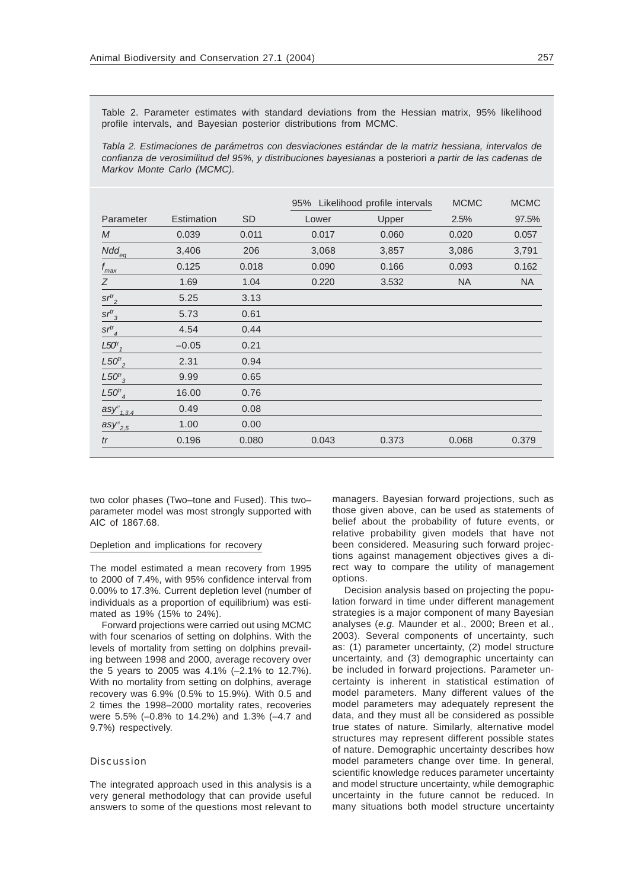Table 2. Parameter estimates with standard deviations from the Hessian matrix, 95% likelihood profile intervals, and Bayesian posterior distributions from MCMC.

*Tabla 2. Estimaciones de parámetros con desviaciones estándar de la matriz hessiana, intervalos de confianza de verosimilitud del 95%, y distribuciones bayesianas* a posteriori *a partir de las cadenas de Markov Monte Carlo (MCMC).*

| | | | 95% Likelihood profile intervals | | MCMC | MCMC |
|---|---|---|---|---|---|---|
| Parameter | Estimation | SD | Lower | Upper | 2.5% | 97.5% |
| $M$ | 0.039 | 0.011 | 0.017 | 0.060 | 0.020 | 0.057 |
| $Ndd_{eq}$ | 3,406 | 206 | 3,068 | 3,857 | 3,086 | 3,791 |
| $f_{max}$ | 0.125 | 0.018 | 0.090 | 0.166 | 0.093 | 0.162 |
| $Z$ | 1.69 | 1.04 | 0.220 | 3.532 | NA | NA |
| $sr^{tr}_{2}$ | 5.25 | 3.13 | | | | |
| $sr^{tr}_{3}$ | 5.73 | 0.61 | | | | |
| $sr^{tr}_{4}$ | 4.54 | 0.44 | | | | |
| $L50^{tr}_{1}$ | –0.05 | 0.21 | | | | |
| $L50^{tr}_{2}$ | 2.31 | 0.94 | | | | |
| $L50^{tr}_{3}$ | 9.99 | 0.65 | | | | |
| $L50^{tr}_{4}$ | 16.00 | 0.76 | | | | |
| $asy^{v}_{1,3,4}$ | 0.49 | 0.08 | | | | |
| $asy^{v}_{2,5}$ | 1.00 | 0.00 | | | | |
| $tr$ | 0.196 | 0.080 | 0.043 | 0.373 | 0.068 | 0.379 |

two color phases (Two–tone and Fused). This two–parameter model was most strongly supported with AIC of 1867.68.

### Depletion and implications for recovery

The model estimated a mean recovery from 1995 to 2000 of 7.4%, with 95% confidence interval from 0.00% to 17.3%. Current depletion level (number of individuals as a proportion of equilibrium) was estimated as 19% (15% to 24%).

Forward projections were carried out using MCMC with four scenarios of setting on dolphins. With the levels of mortality from setting on dolphins prevailing between 1998 and 2000, average recovery over the 5 years to 2005 was 4.1% (–2.1% to 12.7%). With no mortality from setting on dolphins, average recovery was 6.9% (0.5% to 15.9%). With 0.5 and 2 times the 1998–2000 mortality rates, recoveries were 5.5% (–0.8% to 14.2%) and 1.3% (–4.7 and 9.7%) respectively.

## Discussion

The integrated approach used in this analysis is a very general methodology that can provide useful answers to some of the questions most relevant to managers. Bayesian forward projections, such as those given above, can be used as statements of belief about the probability of future events, or relative probability given models that have not been considered. Measuring such forward projections against management objectives gives a direct way to compare the utility of management options.

Decision analysis based on projecting the population forward in time under different management strategies is a major component of many Bayesian analyses (*e.g.* Maunder et al., 2000; Breen et al., 2003). Several components of uncertainty, such as: (1) parameter uncertainty, (2) model structure uncertainty, and (3) demographic uncertainty can be included in forward projections. Parameter uncertainty is inherent in statistical estimation of model parameters. Many different values of the model parameters may adequately represent the data, and they must all be considered as possible true states of nature. Similarly, alternative model structures may represent different possible states of nature. Demographic uncertainty describes how model parameters change over time. In general, scientific knowledge reduces parameter uncertainty and model structure uncertainty, while demographic uncertainty in the future cannot be reduced. In many situations both model structure uncertainty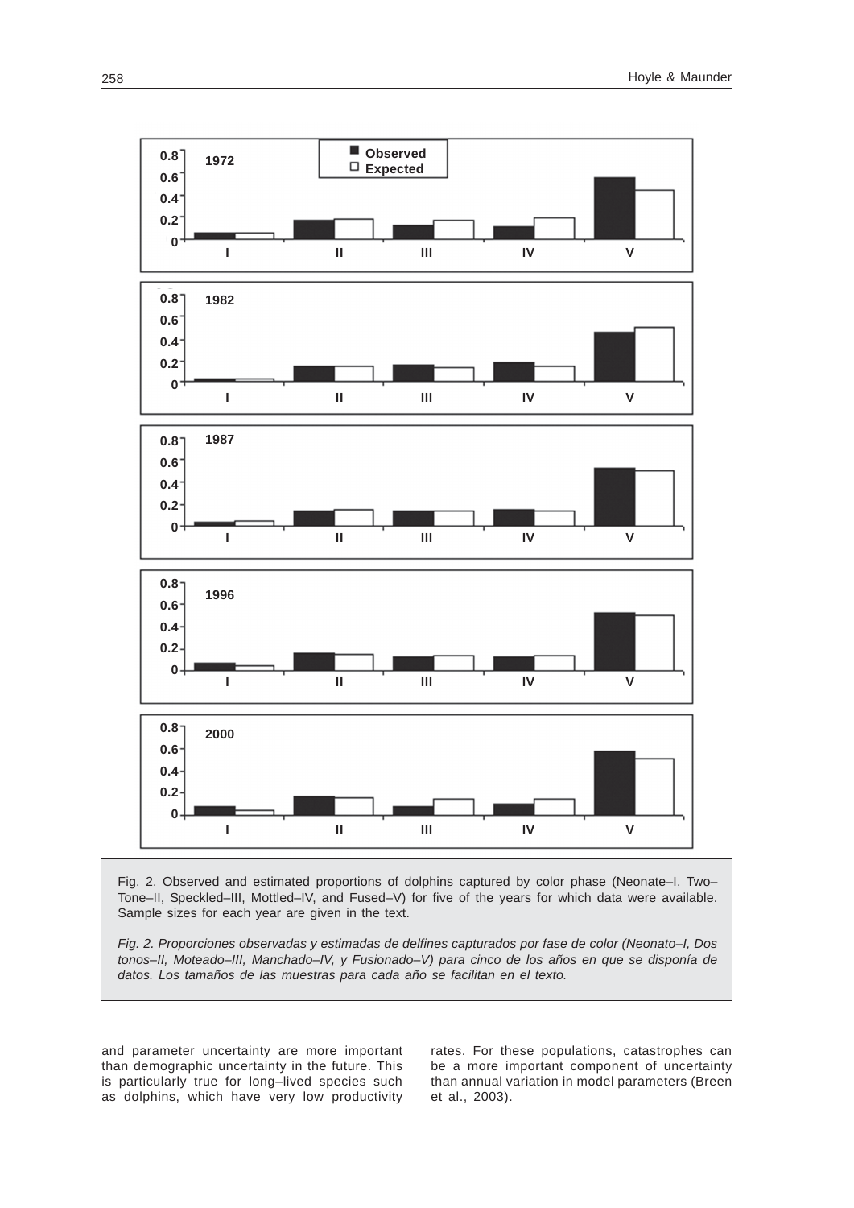Fig. 2. Observed and estimated proportions of dolphins captured by color phase (Neonate–I, Two–Tone–II, Speckled–III, Mottled–IV, and Fused–V) for five of the years for which data were available. Sample sizes for each year are given in the text.

*Fig. 2. Proporciones observadas y estimadas de delfines capturados por fase de color (Neonato–I, Dos tonos–II, Moteado–III, Manchado–IV, y Fusionado–V) para cinco de los años en que se disponía de datos. Los tamaños de las muestras para cada año se facilitan en el texto.*

and parameter uncertainty are more important than demographic uncertainty in the future. This is particularly true for long–lived species such as dolphins, which have very low productivity rates. For these populations, catastrophes can be a more important component of uncertainty than annual variation in model parameters (Breen et al., 2003).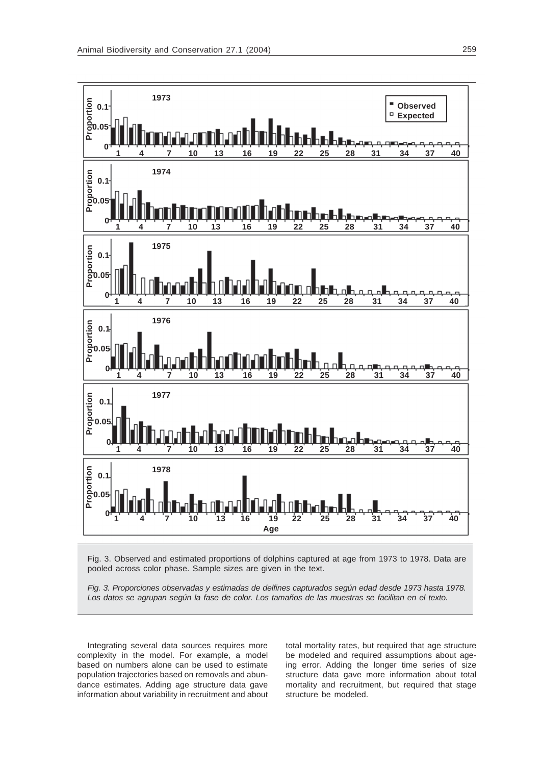Fig. 3. Observed and estimated proportions of dolphins captured at age from 1973 to 1978. Data are pooled across color phase. Sample sizes are given in the text.

*Fig. 3. Proporciones observadas y estimadas de delfines capturados según edad desde 1973 hasta 1978. Los datos se agrupan según la fase de color. Los tamaños de las muestras se facilitan en el texto.*

Integrating several data sources requires more complexity in the model. For example, a model based on numbers alone can be used to estimate population trajectories based on removals and abundance estimates. Adding age structure data gave information about variability in recruitment and about total mortality rates, but required that age structure be modeled and required assumptions about ageing error. Adding the longer time series of size structure data gave more information about total mortality and recruitment, but required that stage structure be modeled.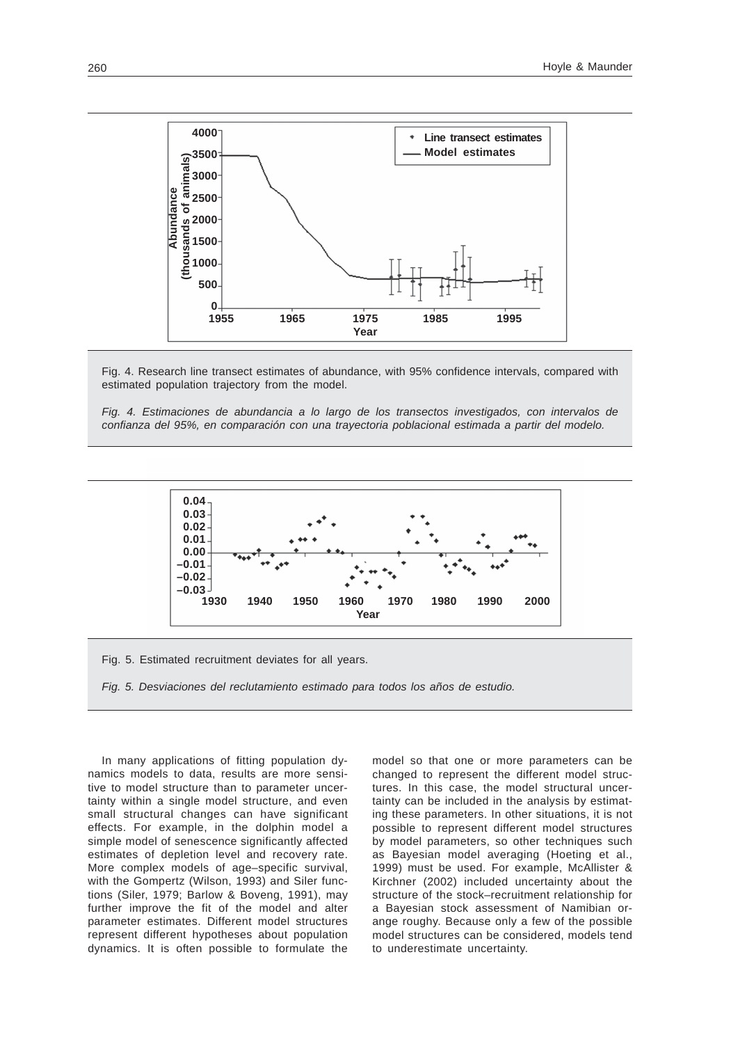Fig. 4. Research line transect estimates of abundance, with 95% confidence intervals, compared with estimated population trajectory from the model.

*Fig. 4. Estimaciones de abundancia a lo largo de los transectos investigados, con intervalos de confianza del 95%, en comparación con una trayectoria poblacional estimada a partir del modelo.*

Fig. 5. Estimated recruitment deviates for all years.

*Fig. 5. Desviaciones del reclutamiento estimado para todos los años de estudio.*

In many applications of fitting population dynamics models to data, results are more sensitive to model structure than to parameter uncertainty within a single model structure, and even small structural changes can have significant effects. For example, in the dolphin model a simple model of senescence significantly affected estimates of depletion level and recovery rate. More complex models of age–specific survival, with the Gompertz (Wilson, 1993) and Siler functions (Siler, 1979; Barlow & Boveng, 1991), may further improve the fit of the model and alter parameter estimates. Different model structures represent different hypotheses about population dynamics. It is often possible to formulate the model so that one or more parameters can be changed to represent the different model structures. In this case, the model structural uncertainty can be included in the analysis by estimating these parameters. In other situations, it is not possible to represent different model structures by model parameters, so other techniques such as Bayesian model averaging (Hoeting et al., 1999) must be used. For example, McAllister & Kirchner (2002) included uncertainty about the structure of the stock–recruitment relationship for a Bayesian stock assessment of Namibian orange roughy. Because only a few of the possible model structures can be considered, models tend to underestimate uncertainty.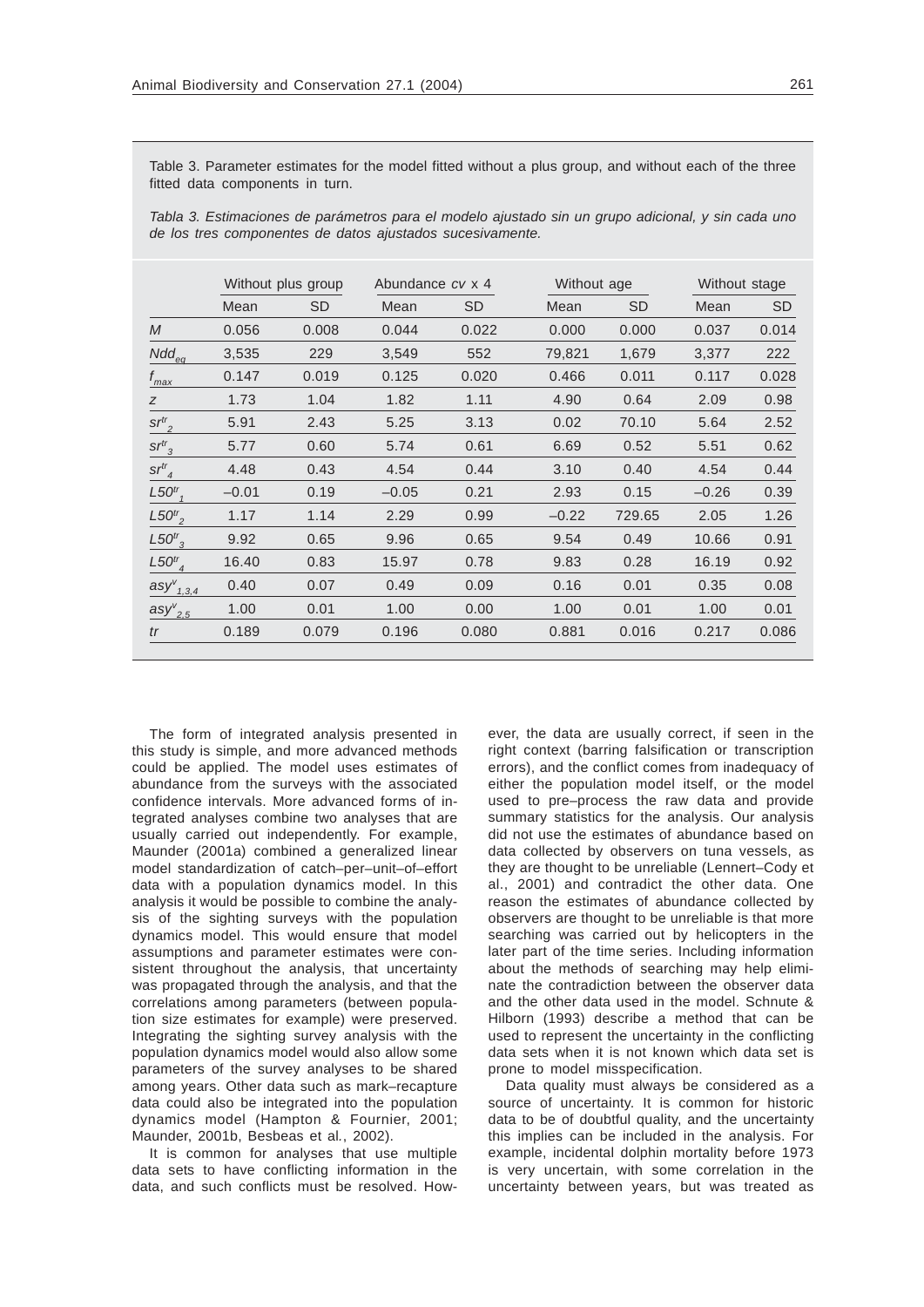Table 3. Parameter estimates for the model fitted without a plus group, and without each of the three fitted data components in turn.

*Tabla 3. Estimaciones de parámetros para el modelo ajustado sin un grupo adicional, y sin cada uno de los tres componentes de datos ajustados sucesivamente.*

| | Without plus group | | Abundance *cv* x 4 | | Without age | | Without stage | |
|---|---|---|---|---|---|---|---|---|
| | Mean | SD | Mean | SD | Mean | SD | Mean | SD |
| $M$ | 0.056 | 0.008 | 0.044 | 0.022 | 0.000 | 0.000 | 0.037 | 0.014 |
| $Ndd_{eq}$ | 3,535 | 229 | 3,549 | 552 | 79,821 | 1,679 | 3,377 | 222 |
| $f_{max}$ | 0.147 | 0.019 | 0.125 | 0.020 | 0.466 | 0.011 | 0.117 | 0.028 |
| $z$ | 1.73 | 1.04 | 1.82 | 1.11 | 4.90 | 0.64 | 2.09 | 0.98 |
| $sr^{tr}_{2}$ | 5.91 | 2.43 | 5.25 | 3.13 | 0.02 | 70.10 | 5.64 | 2.52 |
| $sr^{tr}_{3}$ | 5.77 | 0.60 | 5.74 | 0.61 | 6.69 | 0.52 | 5.51 | 0.62 |
| $sr^{tr}_{4}$ | 4.48 | 0.43 | 4.54 | 0.44 | 3.10 | 0.40 | 4.54 | 0.44 |
| $L50^{tr}_{1}$ | –0.01 | 0.19 | –0.05 | 0.21 | 2.93 | 0.15 | –0.26 | 0.39 |
| $L50^{tr}_{2}$ | 1.17 | 1.14 | 2.29 | 0.99 | –0.22 | 729.65 | 2.05 | 1.26 |
| $L50^{tr}_{3}$ | 9.92 | 0.65 | 9.96 | 0.65 | 9.54 | 0.49 | 10.66 | 0.91 |
| $L50^{tr}_{4}$ | 16.40 | 0.83 | 15.97 | 0.78 | 9.83 | 0.28 | 16.19 | 0.92 |
| $asy^{v}_{1,3,4}$ | 0.40 | 0.07 | 0.49 | 0.09 | 0.16 | 0.01 | 0.35 | 0.08 |
| $asy^{v}_{2,5}$ | 1.00 | 0.01 | 1.00 | 0.00 | 1.00 | 0.01 | 1.00 | 0.01 |
| $tr$ | 0.189 | 0.079 | 0.196 | 0.080 | 0.881 | 0.016 | 0.217 | 0.086 |

The form of integrated analysis presented in this study is simple, and more advanced methods could be applied. The model uses estimates of abundance from the surveys with the associated confidence intervals. More advanced forms of integrated analyses combine two analyses that are usually carried out independently. For example, Maunder (2001a) combined a generalized linear model standardization of catch–per–unit–of–effort data with a population dynamics model. In this analysis it would be possible to combine the analysis of the sighting surveys with the population dynamics model. This would ensure that model assumptions and parameter estimates were consistent throughout the analysis, that uncertainty was propagated through the analysis, and that the correlations among parameters (between population size estimates for example) were preserved. Integrating the sighting survey analysis with the population dynamics model would also allow some parameters of the survey analyses to be shared among years. Other data such as mark–recapture data could also be integrated into the population dynamics model (Hampton & Fournier, 2001; Maunder, 2001b, Besbeas et al., 2002).

It is common for analyses that use multiple data sets to have conflicting information in the data, and such conflicts must be resolved. However, the data are usually correct, if seen in the right context (barring falsification or transcription errors), and the conflict comes from inadequacy of either the population model itself, or the model used to pre–process the raw data and provide summary statistics for the analysis. Our analysis did not use the estimates of abundance based on data collected by observers on tuna vessels, as they are thought to be unreliable (Lennert–Cody et al., 2001) and contradict the other data. One reason the estimates of abundance collected by observers are thought to be unreliable is that more searching was carried out by helicopters in the later part of the time series. Including information about the methods of searching may help eliminate the contradiction between the observer data and the other data used in the model. Schnute & Hilborn (1993) describe a method that can be used to represent the uncertainty in the conflicting data sets when it is not known which data set is prone to model misspecification.

Data quality must always be considered as a source of uncertainty. It is common for historic data to be of doubtful quality, and the uncertainty this implies can be included in the analysis. For example, incidental dolphin mortality before 1973 is very uncertain, with some correlation in the uncertainty between years, but was treated as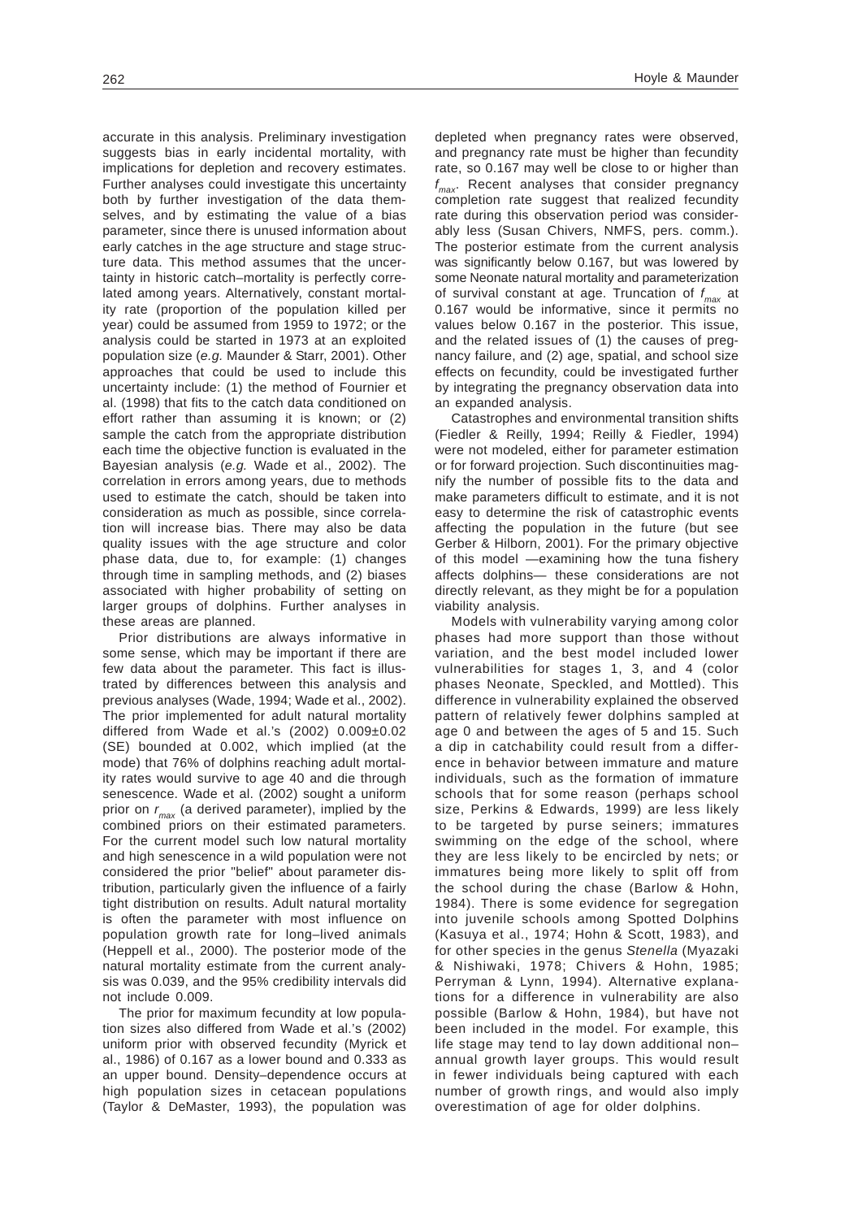accurate in this analysis. Preliminary investigation suggests bias in early incidental mortality, with implications for depletion and recovery estimates. Further analyses could investigate this uncertainty both by further investigation of the data themselves, and by estimating the value of a bias parameter, since there is unused information about early catches in the age structure and stage structure data. This method assumes that the uncertainty in historic catch–mortality is perfectly correlated among years. Alternatively, constant mortality rate (proportion of the population killed per year) could be assumed from 1959 to 1972; or the analysis could be started in 1973 at an exploited population size (*e.g.* Maunder & Starr, 2001). Other approaches that could be used to include this uncertainty include: (1) the method of Fournier et al. (1998) that fits to the catch data conditioned on effort rather than assuming it is known; or (2) sample the catch from the appropriate distribution each time the objective function is evaluated in the Bayesian analysis (*e.g.* Wade et al., 2002). The correlation in errors among years, due to methods used to estimate the catch, should be taken into consideration as much as possible, since correlation will increase bias. There may also be data quality issues with the age structure and color phase data, due to, for example: (1) changes through time in sampling methods, and (2) biases associated with higher probability of setting on larger groups of dolphins. Further analyses in these areas are planned.

Prior distributions are always informative in some sense, which may be important if there are few data about the parameter. This fact is illustrated by differences between this analysis and previous analyses (Wade, 1994; Wade et al., 2002). The prior implemented for adult natural mortality differed from Wade et al.'s (2002) 0.009±0.02 (SE) bounded at 0.002, which implied (at the mode) that 76% of dolphins reaching adult mortality rates would survive to age 40 and die through senescence. Wade et al. (2002) sought a uniform prior on $r_{max}$ (a derived parameter), implied by the combined priors on their estimated parameters. For the current model such low natural mortality and high senescence in a wild population were not considered the prior "belief" about parameter distribution, particularly given the influence of a fairly tight distribution on results. Adult natural mortality is often the parameter with most influence on population growth rate for long–lived animals (Heppell et al., 2000). The posterior mode of the natural mortality estimate from the current analysis was 0.039, and the 95% credibility intervals did not include 0.009.

The prior for maximum fecundity at low population sizes also differed from Wade et al.'s (2002) uniform prior with observed fecundity (Myrick et al., 1986) of 0.167 as a lower bound and 0.333 as an upper bound. Density–dependence occurs at high population sizes in cetacean populations (Taylor & DeMaster, 1993), the population was depleted when pregnancy rates were observed, and pregnancy rate must be higher than fecundity rate, so 0.167 may well be close to or higher than $f_{max}$. Recent analyses that consider pregnancy completion rate suggest that realized fecundity rate during this observation period was considerably less (Susan Chivers, NMFS, pers. comm.). The posterior estimate from the current analysis was significantly below 0.167, but was lowered by some Neonate natural mortality and parameterization of survival constant at age. Truncation of $f_{max}$ at 0.167 would be informative, since it permits no values below 0.167 in the posterior. This issue, and the related issues of (1) the causes of pregnancy failure, and (2) age, spatial, and school size effects on fecundity, could be investigated further by integrating the pregnancy observation data into an expanded analysis.

Catastrophes and environmental transition shifts (Fiedler & Reilly, 1994; Reilly & Fiedler, 1994) were not modeled, either for parameter estimation or for forward projection. Such discontinuities magnify the number of possible fits to the data and make parameters difficult to estimate, and it is not easy to determine the risk of catastrophic events affecting the population in the future (but see Gerber & Hilborn, 2001). For the primary objective of this model —examining how the tuna fishery affects dolphins— these considerations are not directly relevant, as they might be for a population viability analysis.

Models with vulnerability varying among color phases had more support than those without variation, and the best model included lower vulnerabilities for stages 1, 3, and 4 (color phases Neonate, Speckled, and Mottled). This difference in vulnerability explained the observed pattern of relatively fewer dolphins sampled at age 0 and between the ages of 5 and 15. Such a dip in catchability could result from a difference in behavior between immature and mature individuals, such as the formation of immature schools that for some reason (perhaps school size, Perkins & Edwards, 1999) are less likely to be targeted by purse seiners; immatures swimming on the edge of the school, where they are less likely to be encircled by nets; or immatures being more likely to split off from the school during the chase (Barlow & Hohn, 1984). There is some evidence for segregation into juvenile schools among Spotted Dolphins (Kasuya et al., 1974; Hohn & Scott, 1983), and for other species in the genus *Stenella* (Myazaki & Nishiwaki, 1978; Chivers & Hohn, 1985; Perryman & Lynn, 1994). Alternative explanations for a difference in vulnerability are also possible (Barlow & Hohn, 1984), but have not been included in the model. For example, this life stage may tend to lay down additional non–annual growth layer groups. This would result in fewer individuals being captured with each number of growth rings, and would also imply overestimation of age for older dolphins.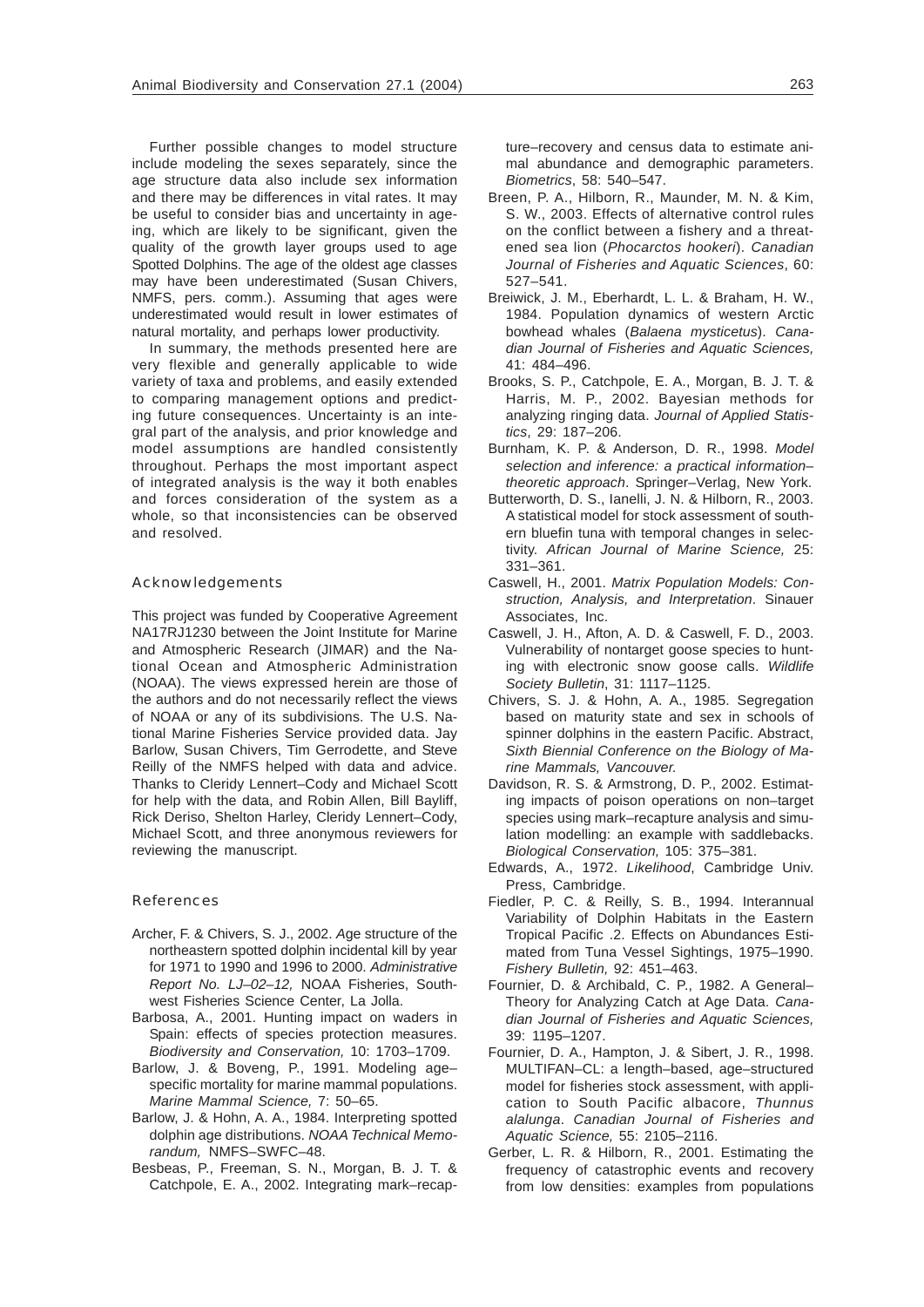Further possible changes to model structure include modeling the sexes separately, since the age structure data also include sex information and there may be differences in vital rates. It may be useful to consider bias and uncertainty in ageing, which are likely to be significant, given the quality of the growth layer groups used to age Spotted Dolphins. The age of the oldest age classes may have been underestimated (Susan Chivers, NMFS, pers. comm.). Assuming that ages were underestimated would result in lower estimates of natural mortality, and perhaps lower productivity.

In summary, the methods presented here are very flexible and generally applicable to wide variety of taxa and problems, and easily extended to comparing management options and predicting future consequences. Uncertainty is an integral part of the analysis, and prior knowledge and model assumptions are handled consistently throughout. Perhaps the most important aspect of integrated analysis is the way it both enables and forces consideration of the system as a whole, so that inconsistencies can be observed and resolved.

## Acknowledgements

This project was funded by Cooperative Agreement NA17RJ1230 between the Joint Institute for Marine and Atmospheric Research (JIMAR) and the National Ocean and Atmospheric Administration (NOAA). The views expressed herein are those of the authors and do not necessarily reflect the views of NOAA or any of its subdivisions. The U.S. National Marine Fisheries Service provided data. Jay Barlow, Susan Chivers, Tim Gerrodette, and Steve Reilly of the NMFS helped with data and advice. Thanks to Cleridy Lennert–Cody and Michael Scott for help with the data, and Robin Allen, Bill Bayliff, Rick Deriso, Shelton Harley, Cleridy Lennert–Cody, Michael Scott, and three anonymous reviewers for reviewing the manuscript.

## References

- Archer, F. & Chivers, S. J., 2002. Age structure of the northeastern spotted dolphin incidental kill by year for 1971 to 1990 and 1996 to 2000. *Administrative Report No. LJ–02–12,* NOAA Fisheries, Southwest Fisheries Science Center, La Jolla.
- Barbosa, A., 2001. Hunting impact on waders in Spain: effects of species protection measures. *Biodiversity and Conservation,* 10: 1703–1709.
- Barlow, J. & Boveng, P., 1991. Modeling age–specific mortality for marine mammal populations. *Marine Mammal Science,* 7: 50–65.
- Barlow, J. & Hohn, A. A., 1984. Interpreting spotted dolphin age distributions. *NOAA Technical Memorandum,* NMFS–SWFC–48.
- Besbeas, P., Freeman, S. N., Morgan, B. J. T. & Catchpole, E. A., 2002. Integrating mark–recapture–recovery and census data to estimate animal abundance and demographic parameters. *Biometrics*, 58: 540–547.
- Breen, P. A., Hilborn, R., Maunder, M. N. & Kim, S. W., 2003. Effects of alternative control rules on the conflict between a fishery and a threatened sea lion (*Phocarctos hookeri*). *Canadian Journal of Fisheries and Aquatic Sciences*, 60: 527–541.
- Breiwick, J. M., Eberhardt, L. L. & Braham, H. W., 1984. Population dynamics of western Arctic bowhead whales (*Balaena mysticetus*). *Canadian Journal of Fisheries and Aquatic Sciences,* 41: 484–496.
- Brooks, S. P., Catchpole, E. A., Morgan, B. J. T. & Harris, M. P., 2002. Bayesian methods for analyzing ringing data. *Journal of Applied Statistics*, 29: 187–206.
- Burnham, K. P. & Anderson, D. R., 1998. *Model selection and inference: a practical information–theoretic approach*. Springer–Verlag, New York.
- Butterworth, D. S., Ianelli, J. N. & Hilborn, R., 2003. A statistical model for stock assessment of southern bluefin tuna with temporal changes in selectivity. *African Journal of Marine Science,* 25: 331–361.
- Caswell, H., 2001. *Matrix Population Models: Construction, Analysis, and Interpretation*. Sinauer Associates, Inc.
- Caswell, J. H., Afton, A. D. & Caswell, F. D., 2003. Vulnerability of nontarget goose species to hunting with electronic snow goose calls. *Wildlife Society Bulletin*, 31: 1117–1125.
- Chivers, S. J. & Hohn, A. A., 1985. Segregation based on maturity state and sex in schools of spinner dolphins in the eastern Pacific. Abstract, *Sixth Biennial Conference on the Biology of Marine Mammals, Vancouver.*
- Davidson, R. S. & Armstrong, D. P., 2002. Estimating impacts of poison operations on non–target species using mark–recapture analysis and simulation modelling: an example with saddlebacks. *Biological Conservation,* 105: 375–381.
- Edwards, A., 1972. *Likelihood*, Cambridge Univ. Press, Cambridge.
- Fiedler, P. C. & Reilly, S. B., 1994. Interannual Variability of Dolphin Habitats in the Eastern Tropical Pacific .2. Effects on Abundances Estimated from Tuna Vessel Sightings, 1975–1990. *Fishery Bulletin,* 92: 451–463.
- Fournier, D. & Archibald, C. P., 1982. A General–Theory for Analyzing Catch at Age Data. *Canadian Journal of Fisheries and Aquatic Sciences,* 39: 1195–1207.
- Fournier, D. A., Hampton, J. & Sibert, J. R., 1998. MULTIFAN–CL: a length–based, age–structured model for fisheries stock assessment, with application to South Pacific albacore, *Thunnus alalunga*. *Canadian Journal of Fisheries and Aquatic Science,* 55: 2105–2116.
- Gerber, L. R. & Hilborn, R., 2001. Estimating the frequency of catastrophic events and recovery from low densities: examples from populations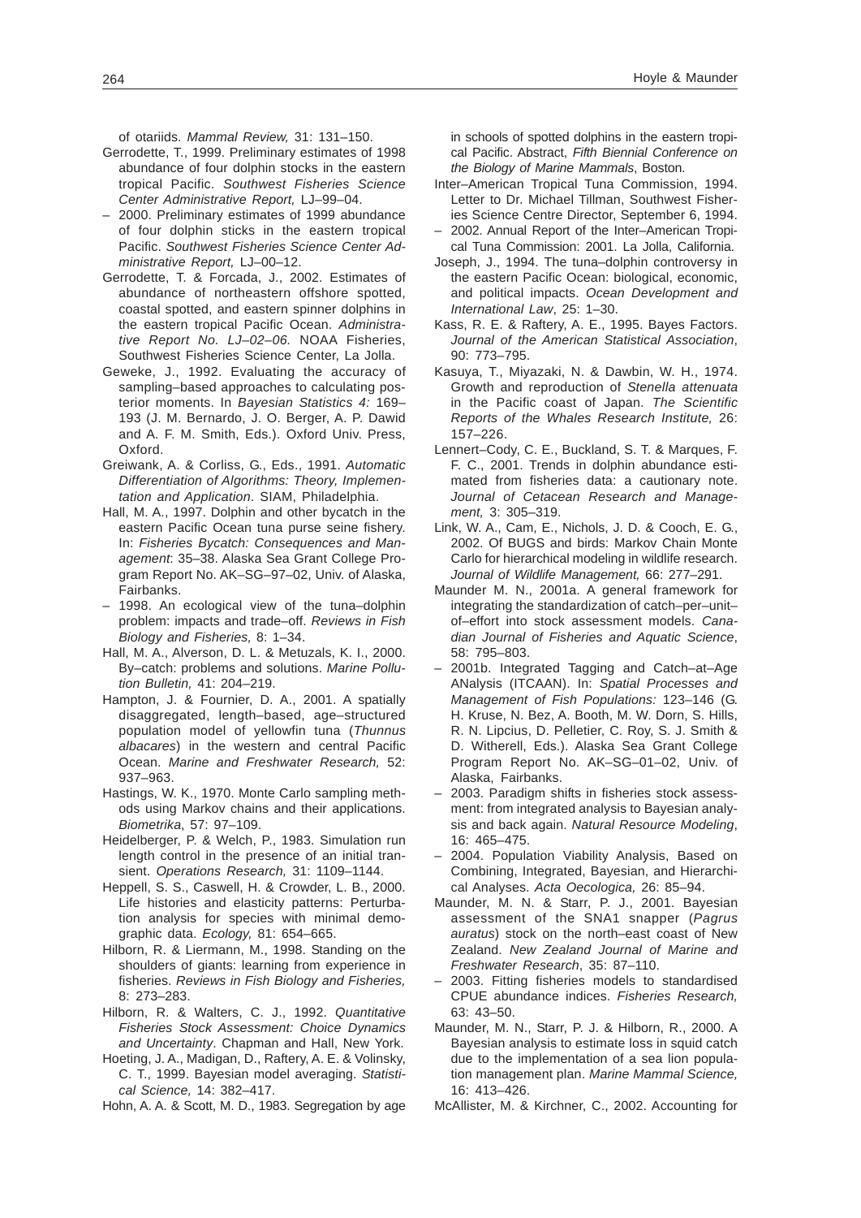of otariids. *Mammal Review,* 31: 131–150.

Gerrodette, T., 1999. Preliminary estimates of 1998 abundance of four dolphin stocks in the eastern tropical Pacific. *Southwest Fisheries Science Center Administrative Report,* LJ–99–04.

– 2000. Preliminary estimates of 1999 abundance of four dolphin sticks in the eastern tropical Pacific. *Southwest Fisheries Science Center Administrative Report,* LJ–00–12.

Gerrodette, T. & Forcada, J., 2002. Estimates of abundance of northeastern offshore spotted, coastal spotted, and eastern spinner dolphins in the eastern tropical Pacific Ocean. *Administrative Report No. LJ–02–06.* NOAA Fisheries, Southwest Fisheries Science Center, La Jolla.

Geweke, J., 1992. Evaluating the accuracy of sampling–based approaches to calculating posterior moments. In *Bayesian Statistics 4:* 169–193 (J. M. Bernardo, J. O. Berger, A. P. Dawid and A. F. M. Smith, Eds.). Oxford Univ. Press, Oxford.

Greiwank, A. & Corliss, G., Eds., 1991. *Automatic Differentiation of Algorithms: Theory, Implementation and Application.* SIAM, Philadelphia.

Hall, M. A., 1997. Dolphin and other bycatch in the eastern Pacific Ocean tuna purse seine fishery. In: *Fisheries Bycatch: Consequences and Management*: 35–38. Alaska Sea Grant College Program Report No. AK–SG–97–02, Univ. of Alaska, Fairbanks.

– 1998. An ecological view of the tuna–dolphin problem: impacts and trade–off. *Reviews in Fish Biology and Fisheries,* 8: 1–34.

Hall, M. A., Alverson, D. L. & Metuzals, K. I., 2000. By–catch: problems and solutions. *Marine Pollution Bulletin,* 41: 204–219.

Hampton, J. & Fournier, D. A., 2001. A spatially disaggregated, length–based, age–structured population model of yellowfin tuna (*Thunnus albacares*) in the western and central Pacific Ocean. *Marine and Freshwater Research,* 52: 937–963.

Hastings, W. K., 1970. Monte Carlo sampling methods using Markov chains and their applications. *Biometrika*, 57: 97–109.

Heidelberger, P. & Welch, P., 1983. Simulation run length control in the presence of an initial transient. *Operations Research,* 31: 1109–1144.

Heppell, S. S., Caswell, H. & Crowder, L. B., 2000. Life histories and elasticity patterns: Perturbation analysis for species with minimal demographic data. *Ecology,* 81: 654–665.

Hilborn, R. & Liermann, M., 1998. Standing on the shoulders of giants: learning from experience in fisheries. *Reviews in Fish Biology and Fisheries,* 8: 273–283.

Hilborn, R. & Walters, C. J., 1992. *Quantitative Fisheries Stock Assessment: Choice Dynamics and Uncertainty*. Chapman and Hall, New York.

Hoeting, J. A., Madigan, D., Raftery, A. E. & Volinsky, C. T., 1999. Bayesian model averaging. *Statistical Science,* 14: 382–417.

Hohn, A. A. & Scott, M. D., 1983. Segregation by age in schools of spotted dolphins in the eastern tropical Pacific. Abstract, *Fifth Biennial Conference on the Biology of Marine Mammals*, Boston.

Inter–American Tropical Tuna Commission, 1994. Letter to Dr. Michael Tillman, Southwest Fisheries Science Centre Director, September 6, 1994.

– 2002. Annual Report of the Inter–American Tropical Tuna Commission: 2001. La Jolla, California.

Joseph, J., 1994. The tuna–dolphin controversy in the eastern Pacific Ocean: biological, economic, and political impacts. *Ocean Development and International Law*, 25: 1–30.

Kass, R. E. & Raftery, A. E., 1995. Bayes Factors. *Journal of the American Statistical Association*, 90: 773–795.

Kasuya, T., Miyazaki, N. & Dawbin, W. H., 1974. Growth and reproduction of *Stenella attenuata* in the Pacific coast of Japan. *The Scientific Reports of the Whales Research Institute,* 26: 157–226.

Lennert–Cody, C. E., Buckland, S. T. & Marques, F. F. C., 2001. Trends in dolphin abundance estimated from fisheries data: a cautionary note. *Journal of Cetacean Research and Management,* 3: 305–319.

Link, W. A., Cam, E., Nichols, J. D. & Cooch, E. G., 2002. Of BUGS and birds: Markov Chain Monte Carlo for hierarchical modeling in wildlife research. *Journal of Wildlife Management,* 66: 277–291.

Maunder M. N., 2001a. A general framework for integrating the standardization of catch–per–unit–of–effort into stock assessment models. *Canadian Journal of Fisheries and Aquatic Science*, 58: 795–803.

– 2001b. Integrated Tagging and Catch–at–Age ANalysis (ITCAAN). In: *Spatial Processes and Management of Fish Populations:* 123–146 (G. H. Kruse, N. Bez, A. Booth, M. W. Dorn, S. Hills, R. N. Lipcius, D. Pelletier, C. Roy, S. J. Smith & D. Witherell, Eds.). Alaska Sea Grant College Program Report No. AK–SG–01–02, Univ. of Alaska, Fairbanks.

– 2003. Paradigm shifts in fisheries stock assessment: from integrated analysis to Bayesian analysis and back again. *Natural Resource Modeling*, 16: 465–475.

– 2004. Population Viability Analysis, Based on Combining, Integrated, Bayesian, and Hierarchical Analyses. *Acta Oecologica,* 26: 85–94.

Maunder, M. N. & Starr, P. J., 2001. Bayesian assessment of the SNA1 snapper (*Pagrus auratus*) stock on the north–east coast of New Zealand. *New Zealand Journal of Marine and Freshwater Research*, 35: 87–110.

– 2003. Fitting fisheries models to standardised CPUE abundance indices. *Fisheries Research,* 63: 43–50.

Maunder, M. N., Starr, P. J. & Hilborn, R., 2000. A Bayesian analysis to estimate loss in squid catch due to the implementation of a sea lion population management plan. *Marine Mammal Science,* 16: 413–426.

McAllister, M. & Kirchner, C., 2002. Accounting for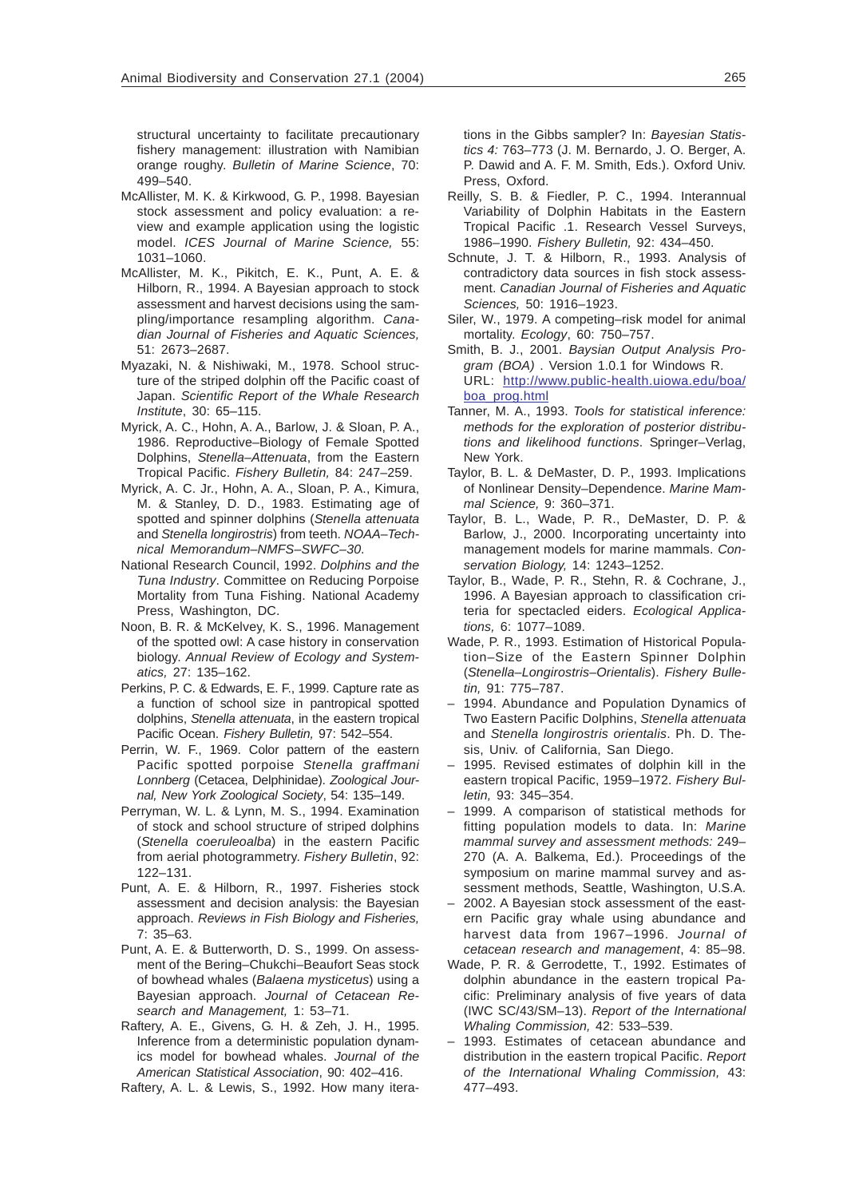structural uncertainty to facilitate precautionary fishery management: illustration with Namibian orange roughy. *Bulletin of Marine Science*, 70: 499–540.

McAllister, M. K. & Kirkwood, G. P., 1998. Bayesian stock assessment and policy evaluation: a review and example application using the logistic model. *ICES Journal of Marine Science,* 55: 1031–1060.

McAllister, M. K., Pikitch, E. K., Punt, A. E. & Hilborn, R., 1994. A Bayesian approach to stock assessment and harvest decisions using the sampling/importance resampling algorithm. *Canadian Journal of Fisheries and Aquatic Sciences,* 51: 2673–2687.

Myazaki, N. & Nishiwaki, M., 1978. School structure of the striped dolphin off the Pacific coast of Japan. *Scientific Report of the Whale Research Institute*, 30: 65–115.

Myrick, A. C., Hohn, A. A., Barlow, J. & Sloan, P. A., 1986. Reproductive–Biology of Female Spotted Dolphins, *Stenella–Attenuata*, from the Eastern Tropical Pacific. *Fishery Bulletin,* 84: 247–259.

Myrick, A. C. Jr., Hohn, A. A., Sloan, P. A., Kimura, M. & Stanley, D. D., 1983. Estimating age of spotted and spinner dolphins (*Stenella attenuata* and *Stenella longirostris*) from teeth. *NOAA–Technical Memorandum–NMFS–SWFC–30*.

National Research Council, 1992. *Dolphins and the Tuna Industry*. Committee on Reducing Porpoise Mortality from Tuna Fishing. National Academy Press, Washington, DC.

Noon, B. R. & McKelvey, K. S., 1996. Management of the spotted owl: A case history in conservation biology. *Annual Review of Ecology and Systematics,* 27: 135–162.

Perkins, P. C. & Edwards, E. F., 1999. Capture rate as a function of school size in pantropical spotted dolphins, *Stenella attenuata*, in the eastern tropical Pacific Ocean. *Fishery Bulletin,* 97: 542–554.

Perrin, W. F., 1969. Color pattern of the eastern Pacific spotted porpoise *Stenella graffmani Lonnberg* (Cetacea, Delphinidae). *Zoological Journal, New York Zoological Society*, 54: 135–149.

Perryman, W. L. & Lynn, M. S., 1994. Examination of stock and school structure of striped dolphins (*Stenella coeruleoalba*) in the eastern Pacific from aerial photogrammetry. *Fishery Bulletin*, 92: 122–131.

Punt, A. E. & Hilborn, R., 1997. Fisheries stock assessment and decision analysis: the Bayesian approach. *Reviews in Fish Biology and Fisheries,* 7: 35–63.

Punt, A. E. & Butterworth, D. S., 1999. On assessment of the Bering–Chukchi–Beaufort Seas stock of bowhead whales (*Balaena mysticetus*) using a Bayesian approach. *Journal of Cetacean Research and Management,* 1: 53–71.

Raftery, A. E., Givens, G. H. & Zeh, J. H., 1995. Inference from a deterministic population dynamics model for bowhead whales. *Journal of the American Statistical Association*, 90: 402–416.

Raftery, A. L. & Lewis, S., 1992. How many iterations in the Gibbs sampler? In: *Bayesian Statistics 4:* 763–773 (J. M. Bernardo, J. O. Berger, A. P. Dawid and A. F. M. Smith, Eds.). Oxford Univ. Press, Oxford.

Reilly, S. B. & Fiedler, P. C., 1994. Interannual Variability of Dolphin Habitats in the Eastern Tropical Pacific .1. Research Vessel Surveys, 1986–1990. *Fishery Bulletin,* 92: 434–450.

Schnute, J. T. & Hilborn, R., 1993. Analysis of contradictory data sources in fish stock assessment. *Canadian Journal of Fisheries and Aquatic Sciences,* 50: 1916–1923.

Siler, W., 1979. A competing–risk model for animal mortality. *Ecology*, 60: 750–757.

Smith, B. J., 2001. *Baysian Output Analysis Program (BOA)* . Version 1.0.1 for Windows R. URL: http://www.public-health.uiowa.edu/boa/boa_prog.html

Tanner, M. A., 1993. *Tools for statistical inference: methods for the exploration of posterior distributions and likelihood functions*. Springer–Verlag, New York.

Taylor, B. L. & DeMaster, D. P., 1993. Implications of Nonlinear Density–Dependence. *Marine Mammal Science,* 9: 360–371.

Taylor, B. L., Wade, P. R., DeMaster, D. P. & Barlow, J., 2000. Incorporating uncertainty into management models for marine mammals. *Conservation Biology,* 14: 1243–1252.

Taylor, B., Wade, P. R., Stehn, R. & Cochrane, J., 1996. A Bayesian approach to classification criteria for spectacled eiders. *Ecological Applications,* 6: 1077–1089.

Wade, P. R., 1993. Estimation of Historical Population–Size of the Eastern Spinner Dolphin (*Stenella–Longirostris–Orientalis*). *Fishery Bulletin,* 91: 775–787.

– 1994. Abundance and Population Dynamics of Two Eastern Pacific Dolphins, *Stenella attenuata* and *Stenella longirostris orientalis*. Ph. D. Thesis, Univ. of California, San Diego.

– 1995. Revised estimates of dolphin kill in the eastern tropical Pacific, 1959–1972. *Fishery Bulletin,* 93: 345–354.

– 1999. A comparison of statistical methods for fitting population models to data. In: *Marine mammal survey and assessment methods:* 249–270 (A. A. Balkema, Ed.). Proceedings of the symposium on marine mammal survey and assessment methods, Seattle, Washington, U.S.A.

– 2002. A Bayesian stock assessment of the eastern Pacific gray whale using abundance and harvest data from 1967–1996. *Journal of cetacean research and management*, 4: 85–98.

Wade, P. R. & Gerrodette, T., 1992. Estimates of dolphin abundance in the eastern tropical Pacific: Preliminary analysis of five years of data (IWC SC/43/SM–13). *Report of the International Whaling Commission,* 42: 533–539.

– 1993. Estimates of cetacean abundance and distribution in the eastern tropical Pacific. *Report of the International Whaling Commission,* 43: 477–493.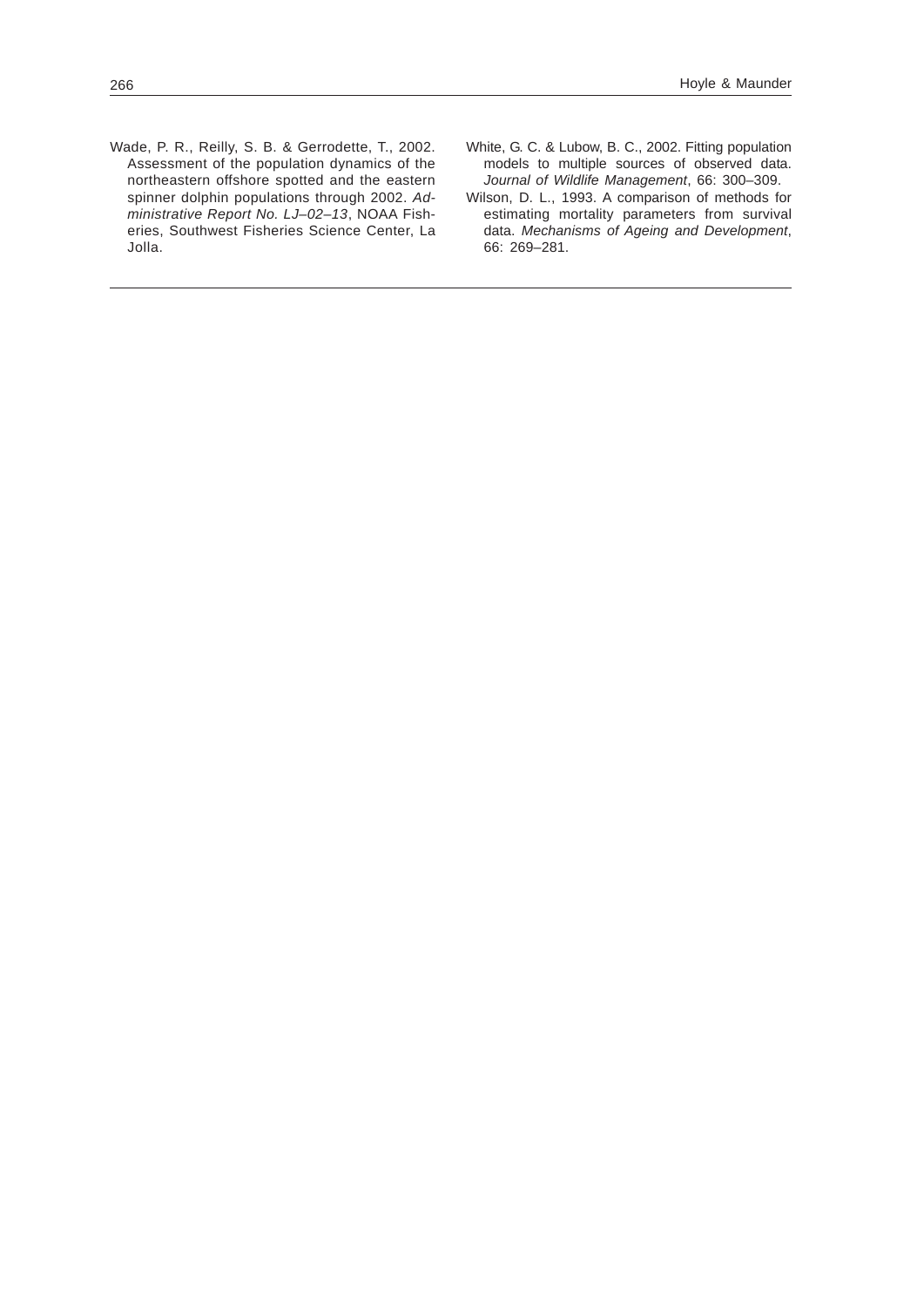Wade, P. R., Reilly, S. B. & Gerrodette, T., 2002. Assessment of the population dynamics of the northeastern offshore spotted and the eastern spinner dolphin populations through 2002. *Administrative Report No. LJ–02–13*, NOAA Fisheries, Southwest Fisheries Science Center, La Jolla.

White, G. C. & Lubow, B. C., 2002. Fitting population models to multiple sources of observed data. *Journal of Wildlife Management*, 66: 300–309.

Wilson, D. L., 1993. A comparison of methods for estimating mortality parameters from survival data. *Mechanisms of Ageing and Development*, 66: 269–281.